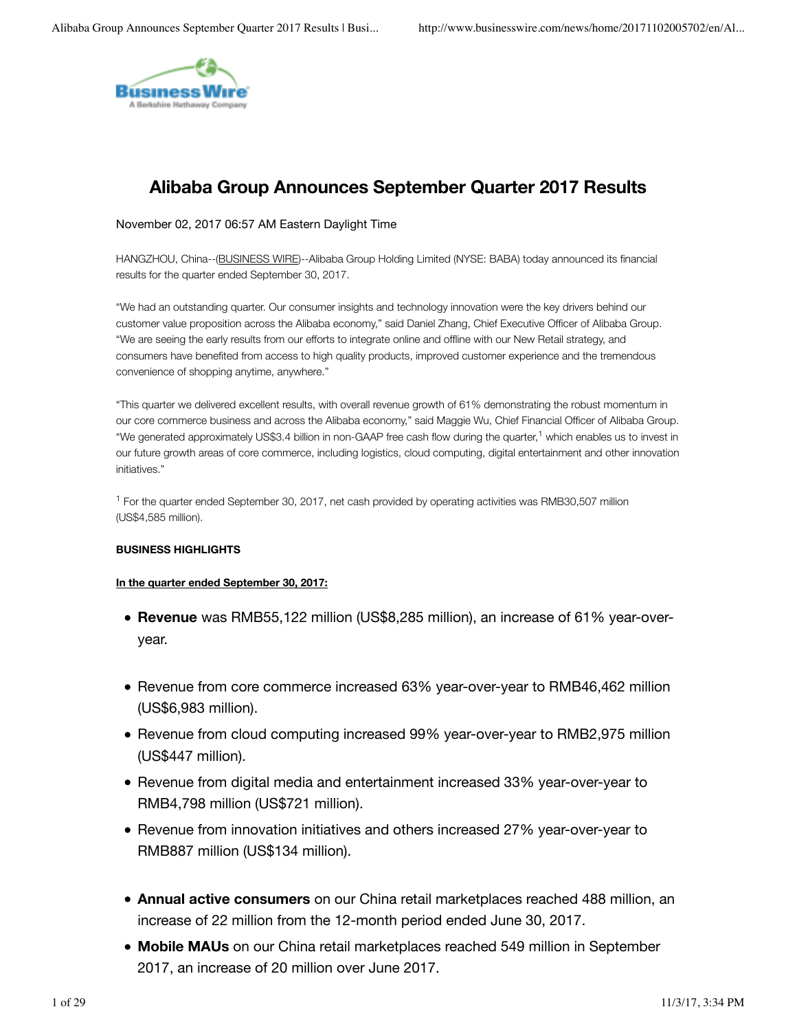# Alibaba Group Announces September Quarter 2017 Results

November 02, 2017 06:57 AM Eastern Daylight Time

HANGZHOU, China--(BUSINESS WIRE)--Alibaba Group Holding Limited (NYSE: BABA) today announced its financial results for the quarter ended September 30, 2017.

"We had an outstanding quarter. Our consumer insights and technology innovation were the key drivers behind our customer value proposition across the Alibaba economy," said Daniel Zhang, Chief Executive Officer of Alibaba Group. "We are seeing the early results from our efforts to integrate online and offline with our New Retail strategy, and consumers have benefited from access to high quality products, improved customer experience and the tremendous convenience of shopping anytime, anywhere."

"This quarter we delivered excellent results, with overall revenue growth of 61% demonstrating the robust momentum in our core commerce business and across the Alibaba economy," said Maggie Wu, Chief Financial Officer of Alibaba Group. "We generated approximately US$3.4 billion in non-GAAP free cash flow during the quarter,[1] which enables us to invest in our future growth areas of core commerce, including logistics, cloud computing, digital entertainment and other innovation initiatives."

[1] For the quarter ended September 30, 2017, net cash provided by operating activities was RMB30,507 million (US$4,585 million).

**BUSINESS HIGHLIGHTS**

**In the quarter ended September 30, 2017:**

- **Revenue** was RMB55,122 million (US$8,285 million), an increase of 61% year-over-year.

- Revenue from core commerce increased 63% year-over-year to RMB46,462 million (US$6,983 million).
- Revenue from cloud computing increased 99% year-over-year to RMB2,975 million (US$447 million).
- Revenue from digital media and entertainment increased 33% year-over-year to RMB4,798 million (US$721 million).
- Revenue from innovation initiatives and others increased 27% year-over-year to RMB887 million (US$134 million).

- **Annual active consumers** on our China retail marketplaces reached 488 million, an increase of 22 million from the 12-month period ended June 30, 2017.
- **Mobile MAUs** on our China retail marketplaces reached 549 million in September 2017, an increase of 20 million over June 2017.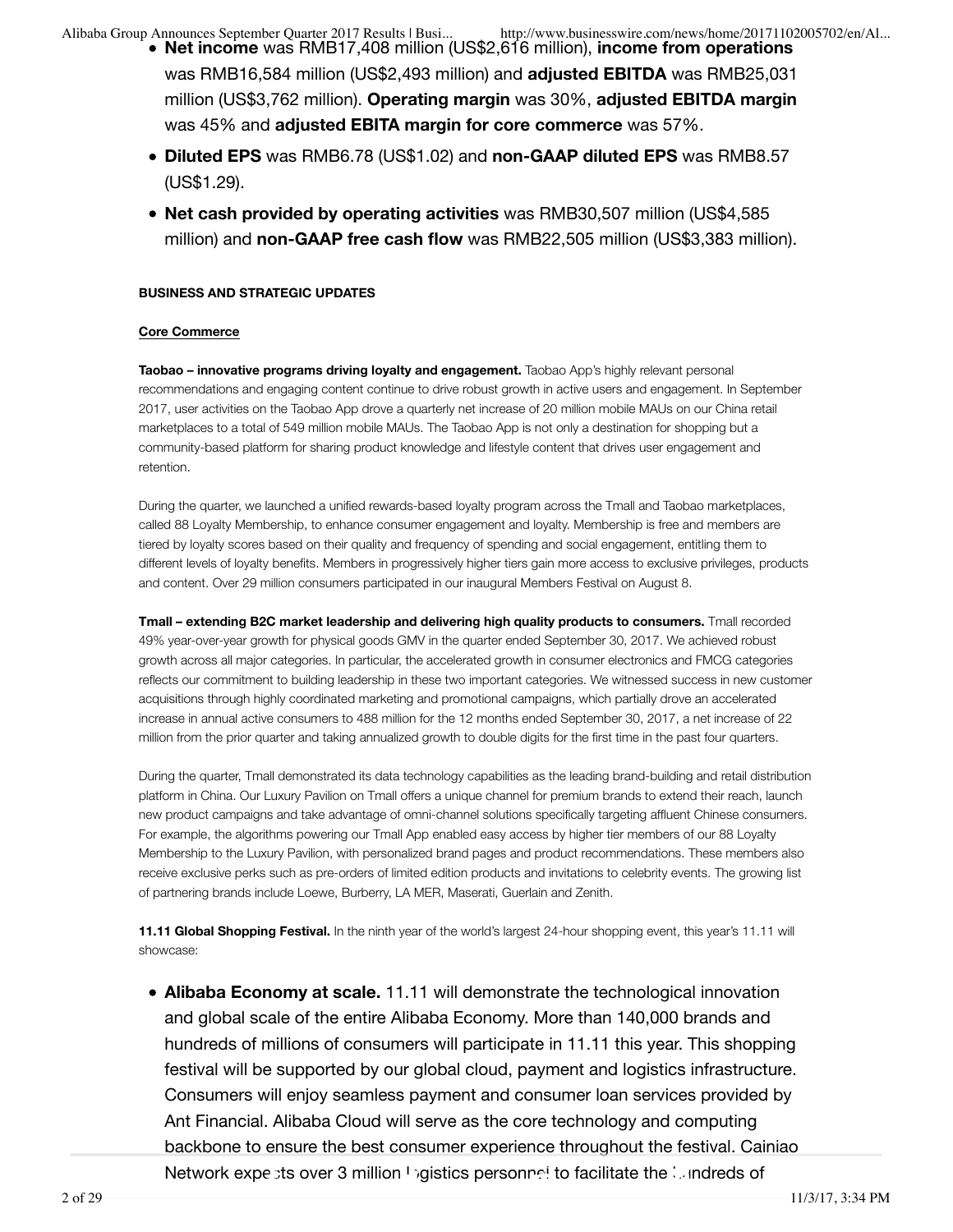- **Net income** was RMB17,408 million (US$2,616 million), **income from operations** was RMB16,584 million (US$2,493 million) and **adjusted EBITDA** was RMB25,031 million (US$3,762 million). **Operating margin** was 30%, **adjusted EBITDA margin** was 45% and **adjusted EBITA margin for core commerce** was 57%.
- **Diluted EPS** was RMB6.78 (US$1.02) and **non-GAAP diluted EPS** was RMB8.57 (US$1.29).
- **Net cash provided by operating activities** was RMB30,507 million (US$4,585 million) and **non-GAAP free cash flow** was RMB22,505 million (US$3,383 million).

**BUSINESS AND STRATEGIC UPDATES**

**Core Commerce**

**Taobao – innovative programs driving loyalty and engagement.** Taobao App's highly relevant personal recommendations and engaging content continue to drive robust growth in active users and engagement. In September 2017, user activities on the Taobao App drove a quarterly net increase of 20 million mobile MAUs on our China retail marketplaces to a total of 549 million mobile MAUs. The Taobao App is not only a destination for shopping but a community-based platform for sharing product knowledge and lifestyle content that drives user engagement and retention.

During the quarter, we launched a unified rewards-based loyalty program across the Tmall and Taobao marketplaces, called 88 Loyalty Membership, to enhance consumer engagement and loyalty. Membership is free and members are tiered by loyalty scores based on their quality and frequency of spending and social engagement, entitling them to different levels of loyalty benefits. Members in progressively higher tiers gain more access to exclusive privileges, products and content. Over 29 million consumers participated in our inaugural Members Festival on August 8.

**Tmall – extending B2C market leadership and delivering high quality products to consumers.** Tmall recorded 49% year-over-year growth for physical goods GMV in the quarter ended September 30, 2017. We achieved robust growth across all major categories. In particular, the accelerated growth in consumer electronics and FMCG categories reflects our commitment to building leadership in these two important categories. We witnessed success in new customer acquisitions through highly coordinated marketing and promotional campaigns, which partially drove an accelerated increase in annual active consumers to 488 million for the 12 months ended September 30, 2017, a net increase of 22 million from the prior quarter and taking annualized growth to double digits for the first time in the past four quarters.

During the quarter, Tmall demonstrated its data technology capabilities as the leading brand-building and retail distribution platform in China. Our Luxury Pavilion on Tmall offers a unique channel for premium brands to extend their reach, launch new product campaigns and take advantage of omni-channel solutions specifically targeting affluent Chinese consumers. For example, the algorithms powering our Tmall App enabled easy access by higher tier members of our 88 Loyalty Membership to the Luxury Pavilion, with personalized brand pages and product recommendations. These members also receive exclusive perks such as pre-orders of limited edition products and invitations to celebrity events. The growing list of partnering brands include Loewe, Burberry, LA MER, Maserati, Guerlain and Zenith.

**11.11 Global Shopping Festival.** In the ninth year of the world's largest 24-hour shopping event, this year's 11.11 will showcase:

- **Alibaba Economy at scale.** 11.11 will demonstrate the technological innovation and global scale of the entire Alibaba Economy. More than 140,000 brands and hundreds of millions of consumers will participate in 11.11 this year. This shopping festival will be supported by our global cloud, payment and logistics infrastructure. Consumers will enjoy seamless payment and consumer loan services provided by Ant Financial. Alibaba Cloud will serve as the core technology and computing backbone to ensure the best consumer experience throughout the festival. Cainiao Network expects over 3 million logistics personnel to facilitate the hundreds of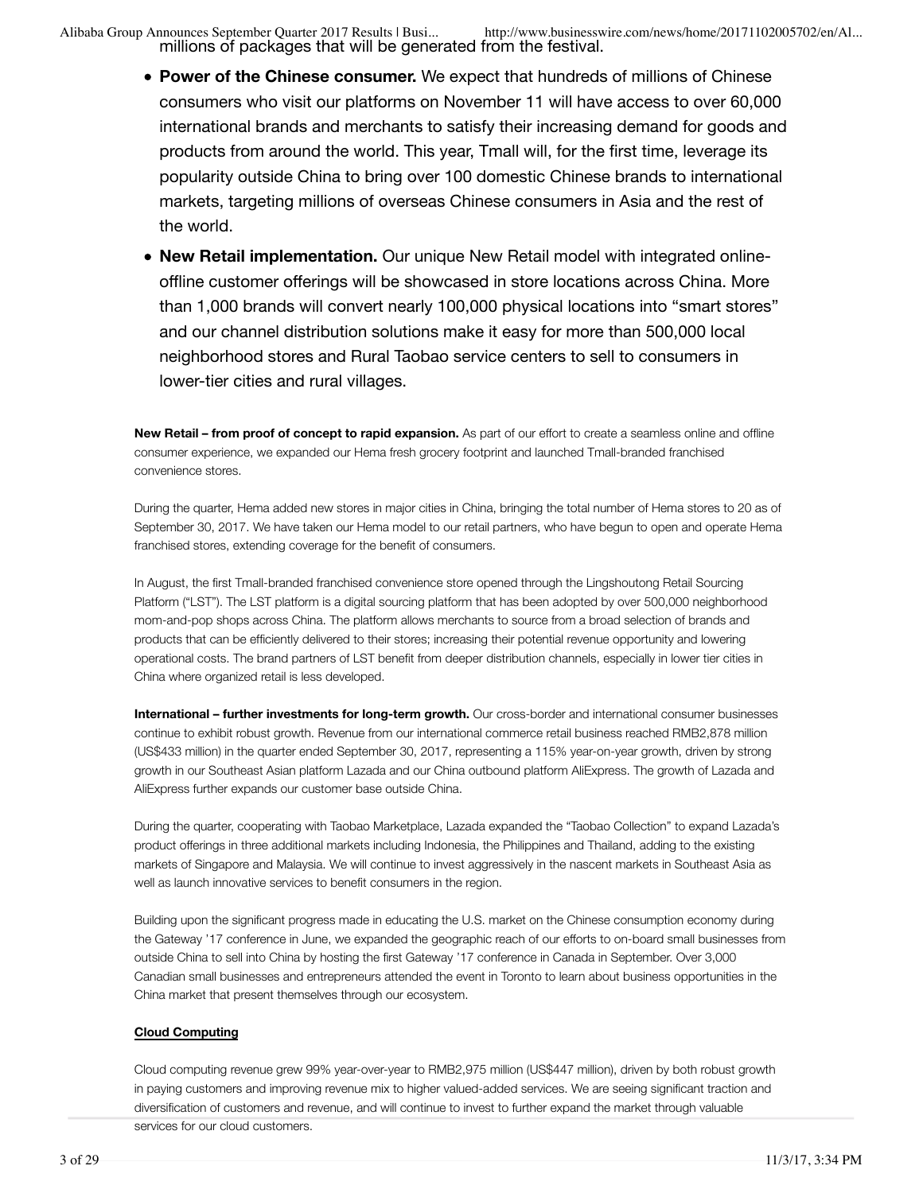millions of packages that will be generated from the festival.

- **Power of the Chinese consumer.** We expect that hundreds of millions of Chinese consumers who visit our platforms on November 11 will have access to over 60,000 international brands and merchants to satisfy their increasing demand for goods and products from around the world. This year, Tmall will, for the first time, leverage its popularity outside China to bring over 100 domestic Chinese brands to international markets, targeting millions of overseas Chinese consumers in Asia and the rest of the world.
- **New Retail implementation.** Our unique New Retail model with integrated online-offline customer offerings will be showcased in store locations across China. More than 1,000 brands will convert nearly 100,000 physical locations into "smart stores" and our channel distribution solutions make it easy for more than 500,000 local neighborhood stores and Rural Taobao service centers to sell to consumers in lower-tier cities and rural villages.

**New Retail – from proof of concept to rapid expansion.** As part of our effort to create a seamless online and offline consumer experience, we expanded our Hema fresh grocery footprint and launched Tmall-branded franchised convenience stores.

During the quarter, Hema added new stores in major cities in China, bringing the total number of Hema stores to 20 as of September 30, 2017. We have taken our Hema model to our retail partners, who have begun to open and operate Hema franchised stores, extending coverage for the benefit of consumers.

In August, the first Tmall-branded franchised convenience store opened through the Lingshoutong Retail Sourcing Platform ("LST"). The LST platform is a digital sourcing platform that has been adopted by over 500,000 neighborhood mom-and-pop shops across China. The platform allows merchants to source from a broad selection of brands and products that can be efficiently delivered to their stores; increasing their potential revenue opportunity and lowering operational costs. The brand partners of LST benefit from deeper distribution channels, especially in lower tier cities in China where organized retail is less developed.

**International – further investments for long-term growth.** Our cross-border and international consumer businesses continue to exhibit robust growth. Revenue from our international commerce retail business reached RMB2,878 million (US$433 million) in the quarter ended September 30, 2017, representing a 115% year-on-year growth, driven by strong growth in our Southeast Asian platform Lazada and our China outbound platform AliExpress. The growth of Lazada and AliExpress further expands our customer base outside China.

During the quarter, cooperating with Taobao Marketplace, Lazada expanded the "Taobao Collection" to expand Lazada's product offerings in three additional markets including Indonesia, the Philippines and Thailand, adding to the existing markets of Singapore and Malaysia. We will continue to invest aggressively in the nascent markets in Southeast Asia as well as launch innovative services to benefit consumers in the region.

Building upon the significant progress made in educating the U.S. market on the Chinese consumption economy during the Gateway '17 conference in June, we expanded the geographic reach of our efforts to on-board small businesses from outside China to sell into China by hosting the first Gateway '17 conference in Canada in September. Over 3,000 Canadian small businesses and entrepreneurs attended the event in Toronto to learn about business opportunities in the China market that present themselves through our ecosystem.

**Cloud Computing**

Cloud computing revenue grew 99% year-over-year to RMB2,975 million (US$447 million), driven by both robust growth in paying customers and improving revenue mix to higher valued-added services. We are seeing significant traction and diversification of customers and revenue, and will continue to invest to further expand the market through valuable services for our cloud customers.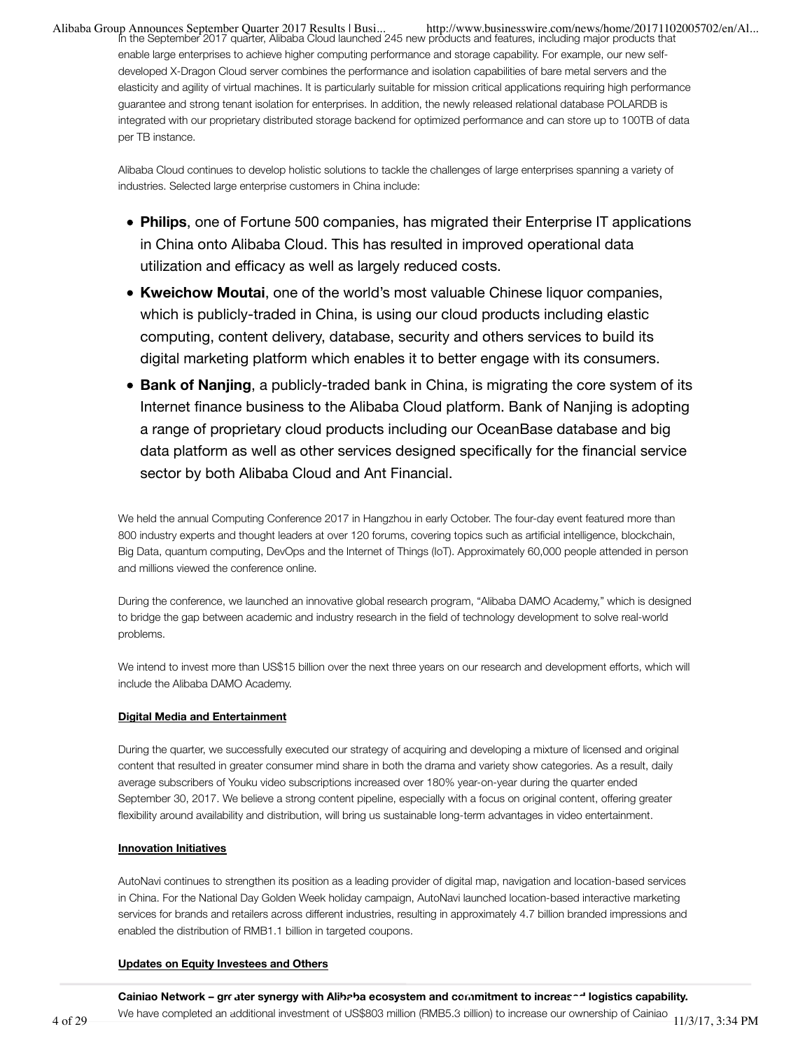In the September 2017 quarter, Alibaba Cloud launched 245 new products and features, including major products that enable large enterprises to achieve higher computing performance and storage capability. For example, our new self-developed X-Dragon Cloud server combines the performance and isolation capabilities of bare metal servers and the elasticity and agility of virtual machines. It is particularly suitable for mission critical applications requiring high performance guarantee and strong tenant isolation for enterprises. In addition, the newly released relational database POLARDB is integrated with our proprietary distributed storage backend for optimized performance and can store up to 100TB of data per TB instance.

Alibaba Cloud continues to develop holistic solutions to tackle the challenges of large enterprises spanning a variety of industries. Selected large enterprise customers in China include:

- **Philips**, one of Fortune 500 companies, has migrated their Enterprise IT applications in China onto Alibaba Cloud. This has resulted in improved operational data utilization and efficacy as well as largely reduced costs.
- **Kweichow Moutai**, one of the world's most valuable Chinese liquor companies, which is publicly-traded in China, is using our cloud products including elastic computing, content delivery, database, security and others services to build its digital marketing platform which enables it to better engage with its consumers.
- **Bank of Nanjing**, a publicly-traded bank in China, is migrating the core system of its Internet finance business to the Alibaba Cloud platform. Bank of Nanjing is adopting a range of proprietary cloud products including our OceanBase database and big data platform as well as other services designed specifically for the financial service sector by both Alibaba Cloud and Ant Financial.

We held the annual Computing Conference 2017 in Hangzhou in early October. The four-day event featured more than 800 industry experts and thought leaders at over 120 forums, covering topics such as artificial intelligence, blockchain, Big Data, quantum computing, DevOps and the Internet of Things (IoT). Approximately 60,000 people attended in person and millions viewed the conference online.

During the conference, we launched an innovative global research program, "Alibaba DAMO Academy," which is designed to bridge the gap between academic and industry research in the field of technology development to solve real-world problems.

We intend to invest more than US$15 billion over the next three years on our research and development efforts, which will include the Alibaba DAMO Academy.

**Digital Media and Entertainment**

During the quarter, we successfully executed our strategy of acquiring and developing a mixture of licensed and original content that resulted in greater consumer mind share in both the drama and variety show categories. As a result, daily average subscribers of Youku video subscriptions increased over 180% year-on-year during the quarter ended September 30, 2017. We believe a strong content pipeline, especially with a focus on original content, offering greater flexibility around availability and distribution, will bring us sustainable long-term advantages in video entertainment.

**Innovation Initiatives**

AutoNavi continues to strengthen its position as a leading provider of digital map, navigation and location-based services in China. For the National Day Golden Week holiday campaign, AutoNavi launched location-based interactive marketing services for brands and retailers across different industries, resulting in approximately 4.7 billion branded impressions and enabled the distribution of RMB1.1 billion in targeted coupons.

**Updates on Equity Investees and Others**

**Cainiao Network – greater synergy with Alibaba ecosystem and commitment to increased logistics capability.**

We have completed an additional investment of US$803 million (RMB5.3 billion) to increase our ownership of Cainiao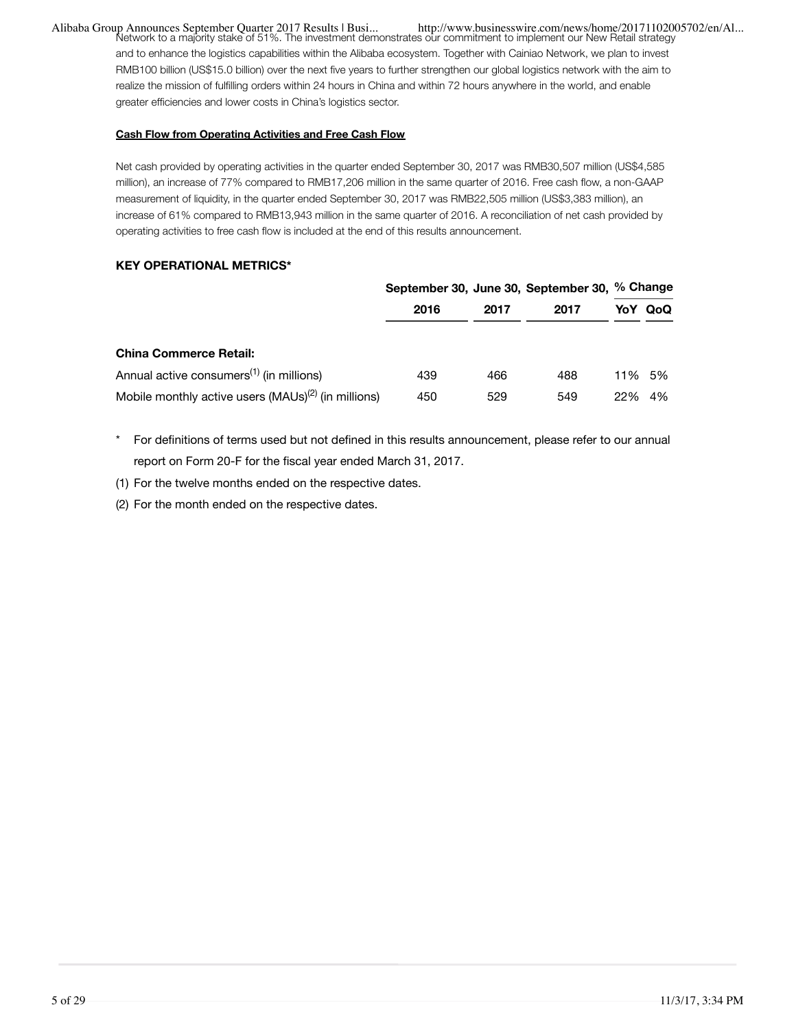Network to a majority stake of 51%. The investment demonstrates our commitment to implement our New Retail strategy and to enhance the logistics capabilities within the Alibaba ecosystem. Together with Cainiao Network, we plan to invest RMB100 billion (US$15.0 billion) over the next five years to further strengthen our global logistics network with the aim to realize the mission of fulfilling orders within 24 hours in China and within 72 hours anywhere in the world, and enable greater efficiencies and lower costs in China's logistics sector.

**Cash Flow from Operating Activities and Free Cash Flow**

Net cash provided by operating activities in the quarter ended September 30, 2017 was RMB30,507 million (US$4,585 million), an increase of 77% compared to RMB17,206 million in the same quarter of 2016. Free cash flow, a non-GAAP measurement of liquidity, in the quarter ended September 30, 2017 was RMB22,505 million (US$3,383 million), an increase of 61% compared to RMB13,943 million in the same quarter of 2016. A reconciliation of net cash provided by operating activities to free cash flow is included at the end of this results announcement.

**KEY OPERATIONAL METRICS***

| | September 30, 2016 | June 30, 2017 | September 30, 2017 | % Change YoY | % Change QoQ |
|---|---|---|---|---|---|
| **China Commerce Retail:** | | | | | |
| Annual active consumers[(1)] (in millions) | 439 | 466 | 488 | 11% | 5% |
| Mobile monthly active users (MAUs)[(2)] (in millions) | 450 | 529 | 549 | 22% | 4% |

\* For definitions of terms used but not defined in this results announcement, please refer to our annual report on Form 20-F for the fiscal year ended March 31, 2017.

(1) For the twelve months ended on the respective dates.

(2) For the month ended on the respective dates.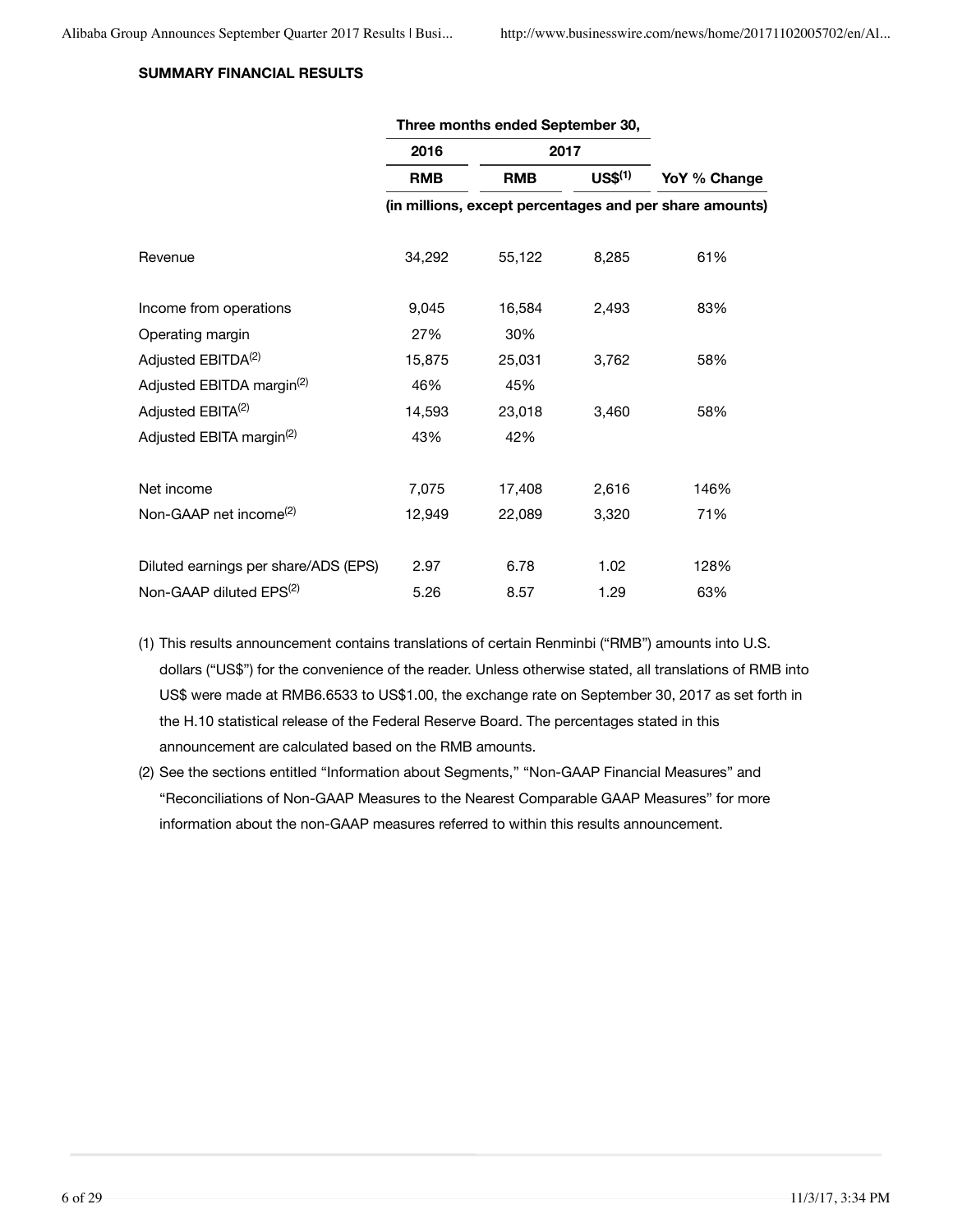**SUMMARY FINANCIAL RESULTS**

| | Three months ended September 30, | | | |
|---|---|---|---|---|
| | 2016 | 2017 | | |
| | RMB | RMB | US$(1) | YoY % Change |
| | (in millions, except percentages and per share amounts) | | | |
| Revenue | 34,292 | 55,122 | 8,285 | 61% |
| Income from operations | 9,045 | 16,584 | 2,493 | 83% |
| Operating margin | 27% | 30% | | |
| Adjusted EBITDA(2) | 15,875 | 25,031 | 3,762 | 58% |
| Adjusted EBITDA margin(2) | 46% | 45% | | |
| Adjusted EBITA(2) | 14,593 | 23,018 | 3,460 | 58% |
| Adjusted EBITA margin(2) | 43% | 42% | | |
| Net income | 7,075 | 17,408 | 2,616 | 146% |
| Non-GAAP net income(2) | 12,949 | 22,089 | 3,320 | 71% |
| Diluted earnings per share/ADS (EPS) | 2.97 | 6.78 | 1.02 | 128% |
| Non-GAAP diluted EPS(2) | 5.26 | 8.57 | 1.29 | 63% |

(1) This results announcement contains translations of certain Renminbi ("RMB") amounts into U.S. dollars ("US$") for the convenience of the reader. Unless otherwise stated, all translations of RMB into US$ were made at RMB6.6533 to US$1.00, the exchange rate on September 30, 2017 as set forth in the H.10 statistical release of the Federal Reserve Board. The percentages stated in this announcement are calculated based on the RMB amounts.

(2) See the sections entitled "Information about Segments," "Non-GAAP Financial Measures" and "Reconciliations of Non-GAAP Measures to the Nearest Comparable GAAP Measures" for more information about the non-GAAP measures referred to within this results announcement.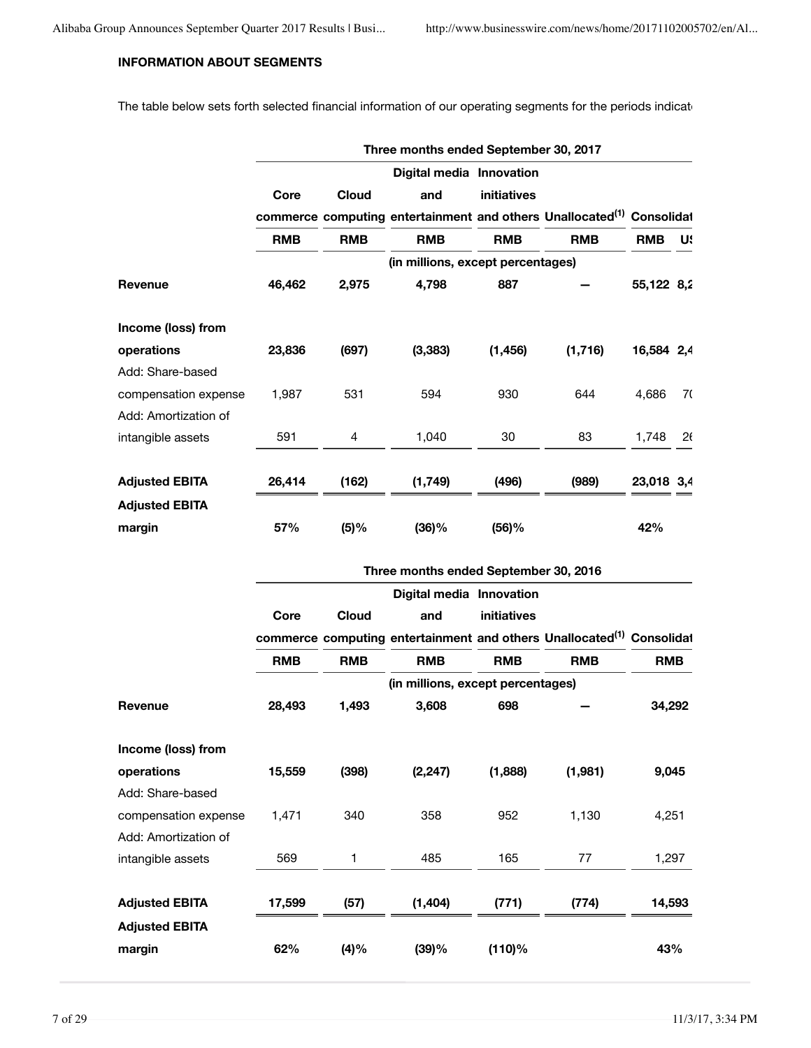**INFORMATION ABOUT SEGMENTS**

The table below sets forth selected financial information of our operating segments for the periods indicat

| | Three months ended September 30, 2017 | | | | | | |
|---|---|---|---|---|---|---|---|
| | Core commerce | Cloud computing | Digital media and entertainment | Innovation initiatives and others | Unallocated[(1)] | Consolidat | |
| | RMB | RMB | RMB | RMB | RMB | RMB | U |
| | (in millions, except percentages) | | | | | | |
| **Revenue** | **46,462** | **2,975** | **4,798** | **887** | **—** | **55,122** | **8,2** |
| **Income (loss) from operations** | **23,836** | **(697)** | **(3,383)** | **(1,456)** | **(1,716)** | **16,584** | **2,4** |
| Add: Share-based compensation expense | 1,987 | 531 | 594 | 930 | 644 | 4,686 | 7( |
| Add: Amortization of intangible assets | 591 | 4 | 1,040 | 30 | 83 | 1,748 | 2( |
| **Adjusted EBITA** | **26,414** | **(162)** | **(1,749)** | **(496)** | **(989)** | **23,018** | **3,4** |
| **Adjusted EBITA margin** | **57%** | **(5)%** | **(36)%** | **(56)%** | | **42%** | |

| | Three months ended September 30, 2016 | | | | | |
|---|---|---|---|---|---|---|
| | Core commerce | Cloud computing | Digital media and entertainment | Innovation initiatives and others | Unallocated[(1)] | Consolidat |
| | RMB | RMB | RMB | RMB | RMB | RMB |
| | (in millions, except percentages) | | | | | |
| **Revenue** | **28,493** | **1,493** | **3,608** | **698** | **—** | **34,292** |
| **Income (loss) from operations** | **15,559** | **(398)** | **(2,247)** | **(1,888)** | **(1,981)** | **9,045** |
| Add: Share-based compensation expense | 1,471 | 340 | 358 | 952 | 1,130 | 4,251 |
| Add: Amortization of intangible assets | 569 | 1 | 485 | 165 | 77 | 1,297 |
| **Adjusted EBITA** | **17,599** | **(57)** | **(1,404)** | **(771)** | **(774)** | **14,593** |
| **Adjusted EBITA margin** | **62%** | **(4)%** | **(39)%** | **(110)%** | | **43%** |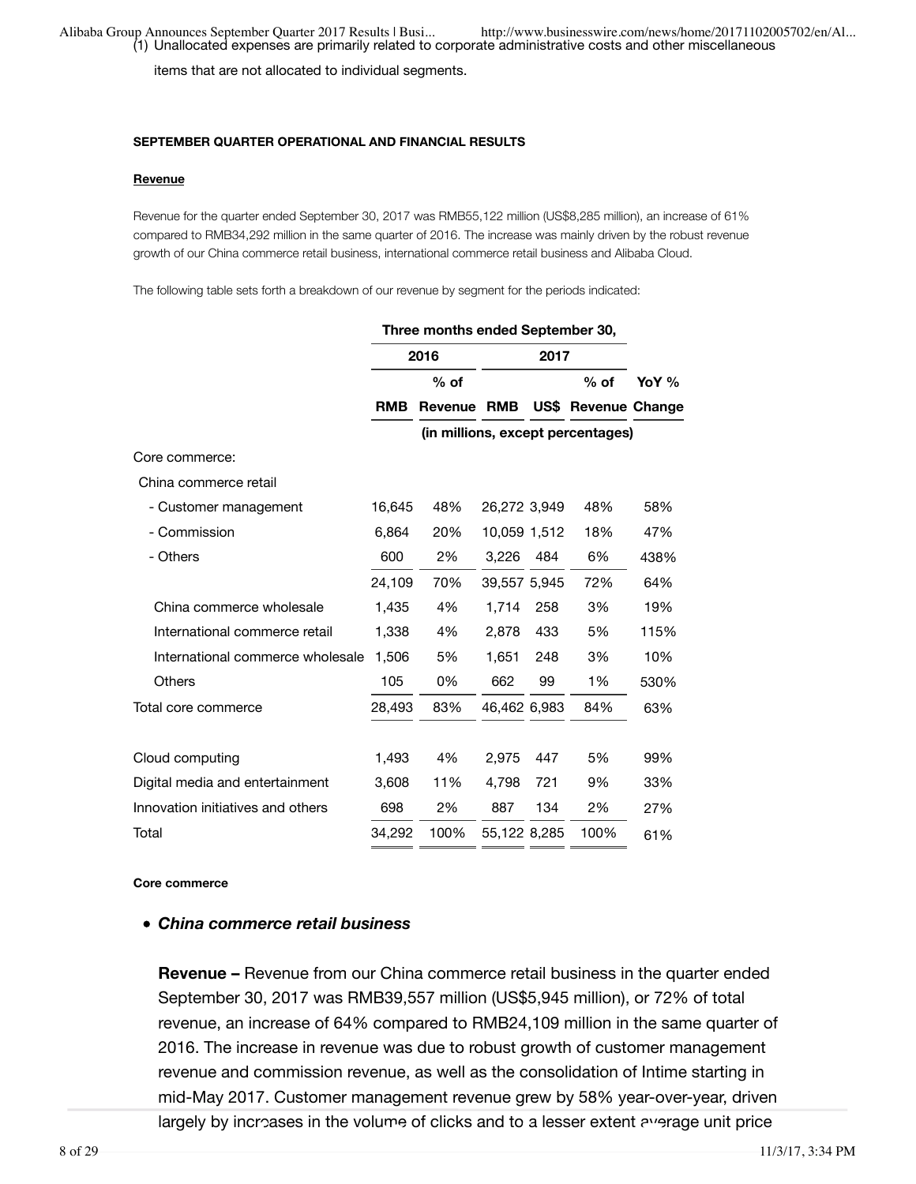(1) Unallocated expenses are primarily related to corporate administrative costs and other miscellaneous items that are not allocated to individual segments.

**SEPTEMBER QUARTER OPERATIONAL AND FINANCIAL RESULTS**

**Revenue**

Revenue for the quarter ended September 30, 2017 was RMB55,122 million (US$8,285 million), an increase of 61% compared to RMB34,292 million in the same quarter of 2016. The increase was mainly driven by the robust revenue growth of our China commerce retail business, international commerce retail business and Alibaba Cloud.

The following table sets forth a breakdown of our revenue by segment for the periods indicated:

| | Three months ended September 30, | | | | | |
|---|---|---|---|---|---|---|
| | 2016 | | 2017 | | | |
| | RMB | % of Revenue | RMB | US$ | % of Revenue | YoY % Change |
| | (in millions, except percentages) | | | | | |
| Core commerce: | | | | | | |
| China commerce retail | | | | | | |
| - Customer management | 16,645 | 48% | 26,272 | 3,949 | 48% | 58% |
| - Commission | 6,864 | 20% | 10,059 | 1,512 | 18% | 47% |
| - Others | 600 | 2% | 3,226 | 484 | 6% | 438% |
| | 24,109 | 70% | 39,557 | 5,945 | 72% | 64% |
| China commerce wholesale | 1,435 | 4% | 1,714 | 258 | 3% | 19% |
| International commerce retail | 1,338 | 4% | 2,878 | 433 | 5% | 115% |
| International commerce wholesale | 1,506 | 5% | 1,651 | 248 | 3% | 10% |
| Others | 105 | 0% | 662 | 99 | 1% | 530% |
| Total core commerce | 28,493 | 83% | 46,462 | 6,983 | 84% | 63% |
| | | | | | | |
| Cloud computing | 1,493 | 4% | 2,975 | 447 | 5% | 99% |
| Digital media and entertainment | 3,608 | 11% | 4,798 | 721 | 9% | 33% |
| Innovation initiatives and others | 698 | 2% | 887 | 134 | 2% | 27% |
| Total | 34,292 | 100% | 55,122 | 8,285 | 100% | 61% |

**Core commerce**

- ***China commerce retail business***

**Revenue –** Revenue from our China commerce retail business in the quarter ended September 30, 2017 was RMB39,557 million (US$5,945 million), or 72% of total revenue, an increase of 64% compared to RMB24,109 million in the same quarter of 2016. The increase in revenue was due to robust growth of customer management revenue and commission revenue, as well as the consolidation of Intime starting in mid-May 2017. Customer management revenue grew by 58% year-over-year, driven largely by increases in the volume of clicks and to a lesser extent average unit price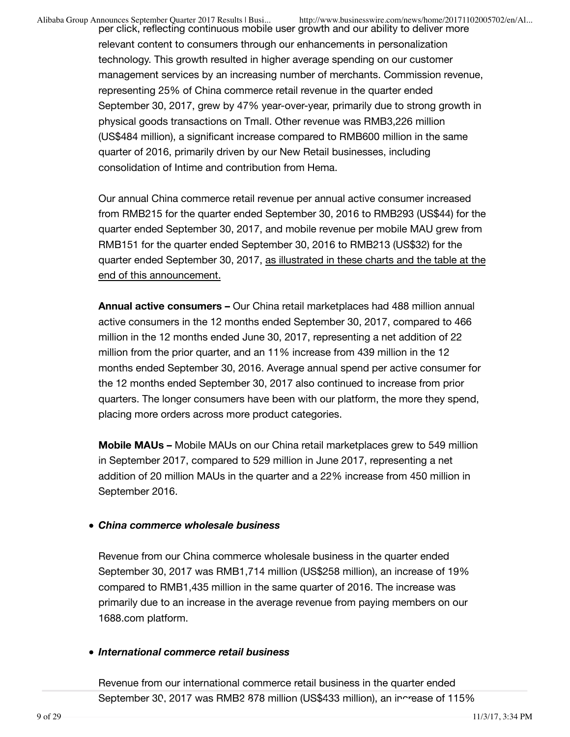per click, reflecting continuous mobile user growth and our ability to deliver more relevant content to consumers through our enhancements in personalization technology. This growth resulted in higher average spending on our customer management services by an increasing number of merchants. Commission revenue, representing 25% of China commerce retail revenue in the quarter ended September 30, 2017, grew by 47% year-over-year, primarily due to strong growth in physical goods transactions on Tmall. Other revenue was RMB3,226 million (US$484 million), a significant increase compared to RMB600 million in the same quarter of 2016, primarily driven by our New Retail businesses, including consolidation of Intime and contribution from Hema.

Our annual China commerce retail revenue per annual active consumer increased from RMB215 for the quarter ended September 30, 2016 to RMB293 (US$44) for the quarter ended September 30, 2017, and mobile revenue per mobile MAU grew from RMB151 for the quarter ended September 30, 2016 to RMB213 (US$32) for the quarter ended September 30, 2017, as illustrated in these charts and the table at the end of this announcement.

**Annual active consumers –** Our China retail marketplaces had 488 million annual active consumers in the 12 months ended September 30, 2017, compared to 466 million in the 12 months ended June 30, 2017, representing a net addition of 22 million from the prior quarter, and an 11% increase from 439 million in the 12 months ended September 30, 2016. Average annual spend per active consumer for the 12 months ended September 30, 2017 also continued to increase from prior quarters. The longer consumers have been with our platform, the more they spend, placing more orders across more product categories.

**Mobile MAUs –** Mobile MAUs on our China retail marketplaces grew to 549 million in September 2017, compared to 529 million in June 2017, representing a net addition of 20 million MAUs in the quarter and a 22% increase from 450 million in September 2016.

- ***China commerce wholesale business***

Revenue from our China commerce wholesale business in the quarter ended September 30, 2017 was RMB1,714 million (US$258 million), an increase of 19% compared to RMB1,435 million in the same quarter of 2016. The increase was primarily due to an increase in the average revenue from paying members on our 1688.com platform.

- ***International commerce retail business***

Revenue from our international commerce retail business in the quarter ended September 30, 2017 was RMB2,878 million (US$433 million), an increase of 115%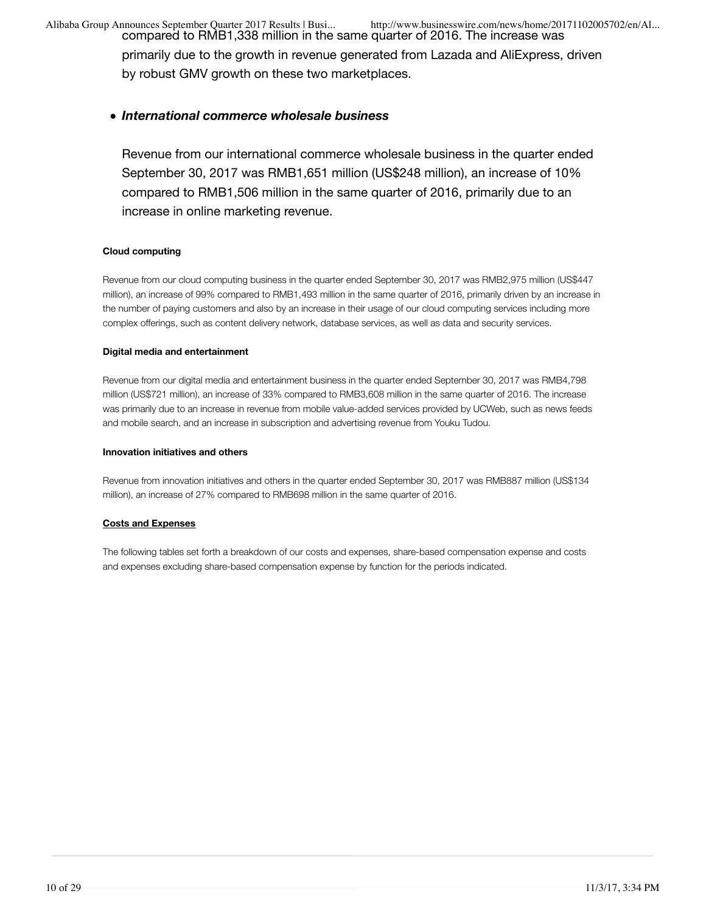compared to RMB1,338 million in the same quarter of 2016. The increase was primarily due to the growth in revenue generated from Lazada and AliExpress, driven by robust GMV growth on these two marketplaces.

- ***International commerce wholesale business***

  Revenue from our international commerce wholesale business in the quarter ended September 30, 2017 was RMB1,651 million (US$248 million), an increase of 10% compared to RMB1,506 million in the same quarter of 2016, primarily due to an increase in online marketing revenue.

**Cloud computing**

Revenue from our cloud computing business in the quarter ended September 30, 2017 was RMB2,975 million (US$447 million), an increase of 99% compared to RMB1,493 million in the same quarter of 2016, primarily driven by an increase in the number of paying customers and also by an increase in their usage of our cloud computing services including more complex offerings, such as content delivery network, database services, as well as data and security services.

**Digital media and entertainment**

Revenue from our digital media and entertainment business in the quarter ended September 30, 2017 was RMB4,798 million (US$721 million), an increase of 33% compared to RMB3,608 million in the same quarter of 2016. The increase was primarily due to an increase in revenue from mobile value-added services provided by UCWeb, such as news feeds and mobile search, and an increase in subscription and advertising revenue from Youku Tudou.

**Innovation initiatives and others**

Revenue from innovation initiatives and others in the quarter ended September 30, 2017 was RMB887 million (US$134 million), an increase of 27% compared to RMB698 million in the same quarter of 2016.

**Costs and Expenses**

The following tables set forth a breakdown of our costs and expenses, share-based compensation expense and costs and expenses excluding share-based compensation expense by function for the periods indicated.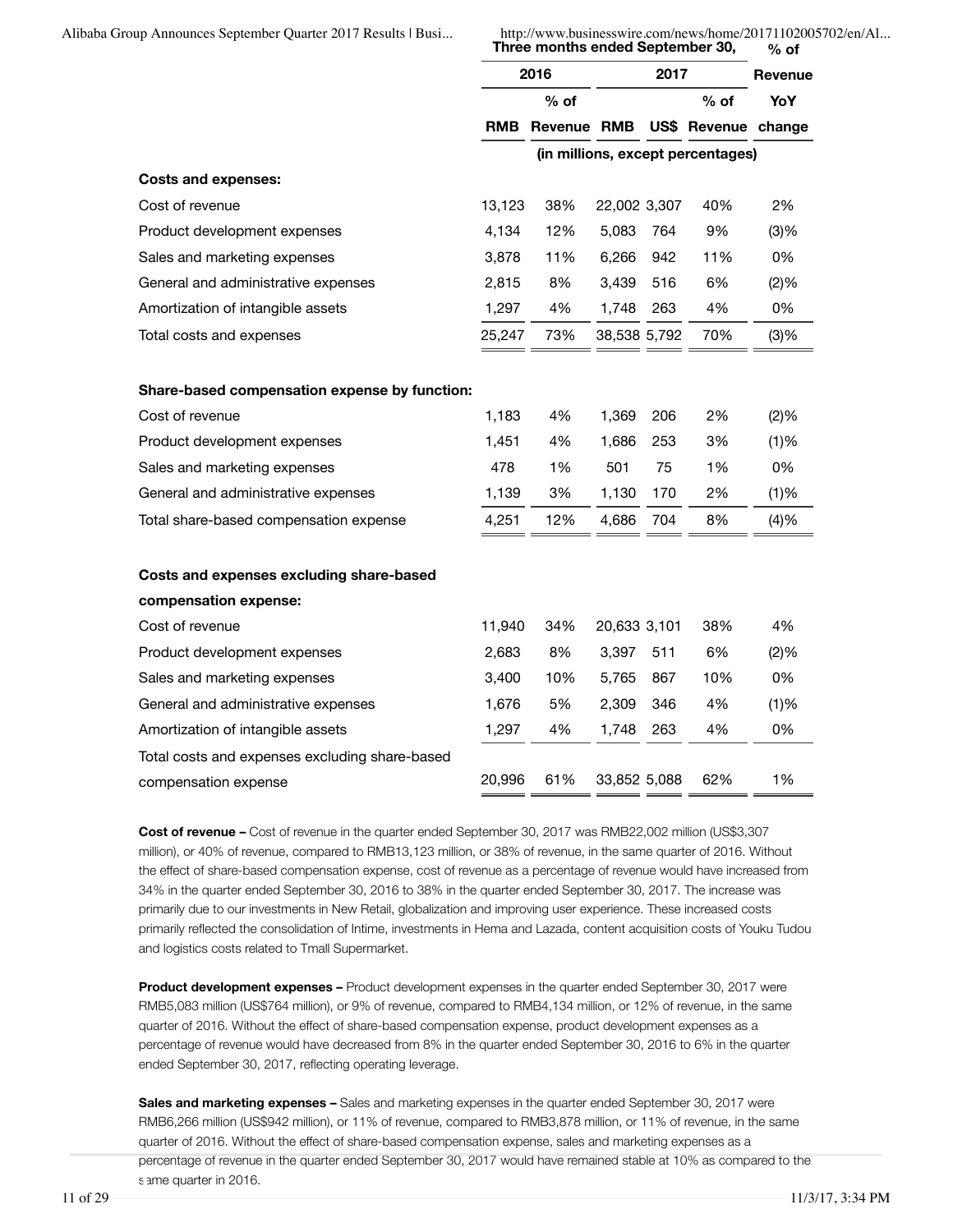| | Three months ended September 30, | | | | | % of |
|---|---|---|---|---|---|---|
| | 2016 | | 2017 | | | Revenue |
| | | % of | | | % of | YoY |
| | RMB | Revenue | RMB | US$ | Revenue | change |
| | (in millions, except percentages) | | | | | |
| **Costs and expenses:** | | | | | | |
| Cost of revenue | 13,123 | 38% | 22,002 | 3,307 | 40% | 2% |
| Product development expenses | 4,134 | 12% | 5,083 | 764 | 9% | (3)% |
| Sales and marketing expenses | 3,878 | 11% | 6,266 | 942 | 11% | 0% |
| General and administrative expenses | 2,815 | 8% | 3,439 | 516 | 6% | (2)% |
| Amortization of intangible assets | 1,297 | 4% | 1,748 | 263 | 4% | 0% |
| Total costs and expenses | 25,247 | 73% | 38,538 | 5,792 | 70% | (3)% |
| **Share-based compensation expense by function:** | | | | | | |
| Cost of revenue | 1,183 | 4% | 1,369 | 206 | 2% | (2)% |
| Product development expenses | 1,451 | 4% | 1,686 | 253 | 3% | (1)% |
| Sales and marketing expenses | 478 | 1% | 501 | 75 | 1% | 0% |
| General and administrative expenses | 1,139 | 3% | 1,130 | 170 | 2% | (1)% |
| Total share-based compensation expense | 4,251 | 12% | 4,686 | 704 | 8% | (4)% |
| **Costs and expenses excluding share-based compensation expense:** | | | | | | |
| Cost of revenue | 11,940 | 34% | 20,633 | 3,101 | 38% | 4% |
| Product development expenses | 2,683 | 8% | 3,397 | 511 | 6% | (2)% |
| Sales and marketing expenses | 3,400 | 10% | 5,765 | 867 | 10% | 0% |
| General and administrative expenses | 1,676 | 5% | 2,309 | 346 | 4% | (1)% |
| Amortization of intangible assets | 1,297 | 4% | 1,748 | 263 | 4% | 0% |
| Total costs and expenses excluding share-based compensation expense | 20,996 | 61% | 33,852 | 5,088 | 62% | 1% |

**Cost of revenue –** Cost of revenue in the quarter ended September 30, 2017 was RMB22,002 million (US$3,307 million), or 40% of revenue, compared to RMB13,123 million, or 38% of revenue, in the same quarter of 2016. Without the effect of share-based compensation expense, cost of revenue as a percentage of revenue would have increased from 34% in the quarter ended September 30, 2016 to 38% in the quarter ended September 30, 2017. The increase was primarily due to our investments in New Retail, globalization and improving user experience. These increased costs primarily reflected the consolidation of Intime, investments in Hema and Lazada, content acquisition costs of Youku Tudou and logistics costs related to Tmall Supermarket.

**Product development expenses –** Product development expenses in the quarter ended September 30, 2017 were RMB5,083 million (US$764 million), or 9% of revenue, compared to RMB4,134 million, or 12% of revenue, in the same quarter of 2016. Without the effect of share-based compensation expense, product development expenses as a percentage of revenue would have decreased from 8% in the quarter ended September 30, 2016 to 6% in the quarter ended September 30, 2017, reflecting operating leverage.

**Sales and marketing expenses –** Sales and marketing expenses in the quarter ended September 30, 2017 were RMB6,266 million (US$942 million), or 11% of revenue, compared to RMB3,878 million, or 11% of revenue, in the same quarter of 2016. Without the effect of share-based compensation expense, sales and marketing expenses as a percentage of revenue in the quarter ended September 30, 2017 would have remained stable at 10% as compared to the same quarter in 2016.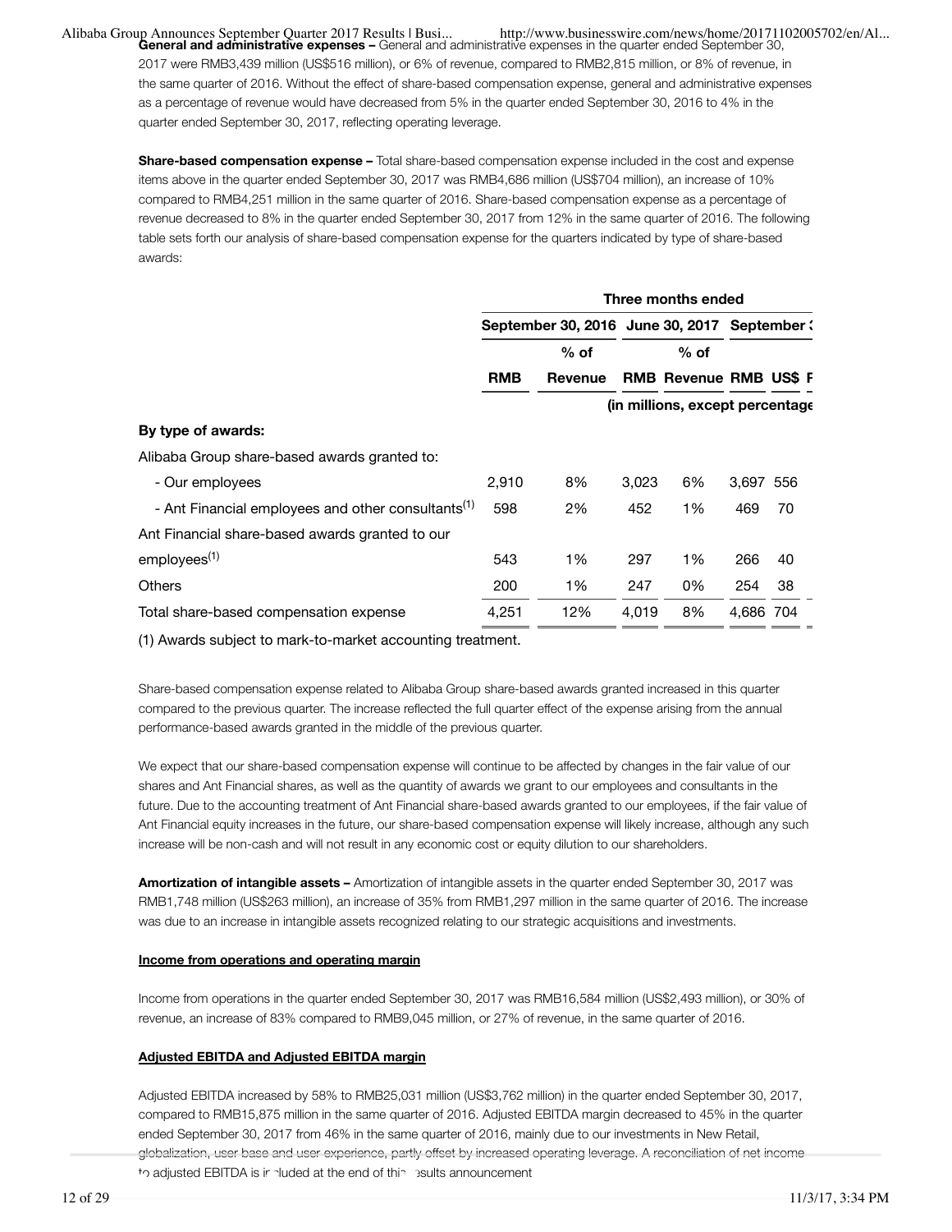**General and administrative expenses –** General and administrative expenses in the quarter ended September 30, 2017 were RMB3,439 million (US$516 million), or 6% of revenue, compared to RMB2,815 million, or 8% of revenue, in the same quarter of 2016. Without the effect of share-based compensation expense, general and administrative expenses as a percentage of revenue would have decreased from 5% in the quarter ended September 30, 2016 to 4% in the quarter ended September 30, 2017, reflecting operating leverage.

**Share-based compensation expense –** Total share-based compensation expense included in the cost and expense items above in the quarter ended September 30, 2017 was RMB4,686 million (US$704 million), an increase of 10% compared to RMB4,251 million in the same quarter of 2016. Share-based compensation expense as a percentage of revenue decreased to 8% in the quarter ended September 30, 2017 from 12% in the same quarter of 2016. The following table sets forth our analysis of share-based compensation expense for the quarters indicated by type of share-based awards:

| | Three months ended | | | | | |
|---|---|---|---|---|---|---|
| | September 30, 2016 | | June 30, 2017 | | September 3 | |
| | RMB | % of Revenue | RMB | % of Revenue | RMB | US$ F |
| | (in millions, except percentage | | | | | |
| **By type of awards:** | | | | | | |
| Alibaba Group share-based awards granted to: | | | | | | |
| - Our employees | 2,910 | 8% | 3,023 | 6% | 3,697 | 556 |
| - Ant Financial employees and other consultants[(1)] | 598 | 2% | 452 | 1% | 469 | 70 |
| Ant Financial share-based awards granted to our employees[(1)] | 543 | 1% | 297 | 1% | 266 | 40 |
| Others | 200 | 1% | 247 | 0% | 254 | 38 |
| Total share-based compensation expense | 4,251 | 12% | 4,019 | 8% | 4,686 | 704 |

(1) Awards subject to mark-to-market accounting treatment.

Share-based compensation expense related to Alibaba Group share-based awards granted increased in this quarter compared to the previous quarter. The increase reflected the full quarter effect of the expense arising from the annual performance-based awards granted in the middle of the previous quarter.

We expect that our share-based compensation expense will continue to be affected by changes in the fair value of our shares and Ant Financial shares, as well as the quantity of awards we grant to our employees and consultants in the future. Due to the accounting treatment of Ant Financial share-based awards granted to our employees, if the fair value of Ant Financial equity increases in the future, our share-based compensation expense will likely increase, although any such increase will be non-cash and will not result in any economic cost or equity dilution to our shareholders.

**Amortization of intangible assets –** Amortization of intangible assets in the quarter ended September 30, 2017 was RMB1,748 million (US$263 million), an increase of 35% from RMB1,297 million in the same quarter of 2016. The increase was due to an increase in intangible assets recognized relating to our strategic acquisitions and investments.

**Income from operations and operating margin**

Income from operations in the quarter ended September 30, 2017 was RMB16,584 million (US$2,493 million), or 30% of revenue, an increase of 83% compared to RMB9,045 million, or 27% of revenue, in the same quarter of 2016.

**Adjusted EBITDA and Adjusted EBITDA margin**

Adjusted EBITDA increased by 58% to RMB25,031 million (US$3,762 million) in the quarter ended September 30, 2017, compared to RMB15,875 million in the same quarter of 2016. Adjusted EBITDA margin decreased to 45% in the quarter ended September 30, 2017 from 46% in the same quarter of 2016, mainly due to our investments in New Retail, globalization, user base and user experience, partly offset by increased operating leverage. A reconciliation of net income to adjusted EBITDA is included at the end of this results announcement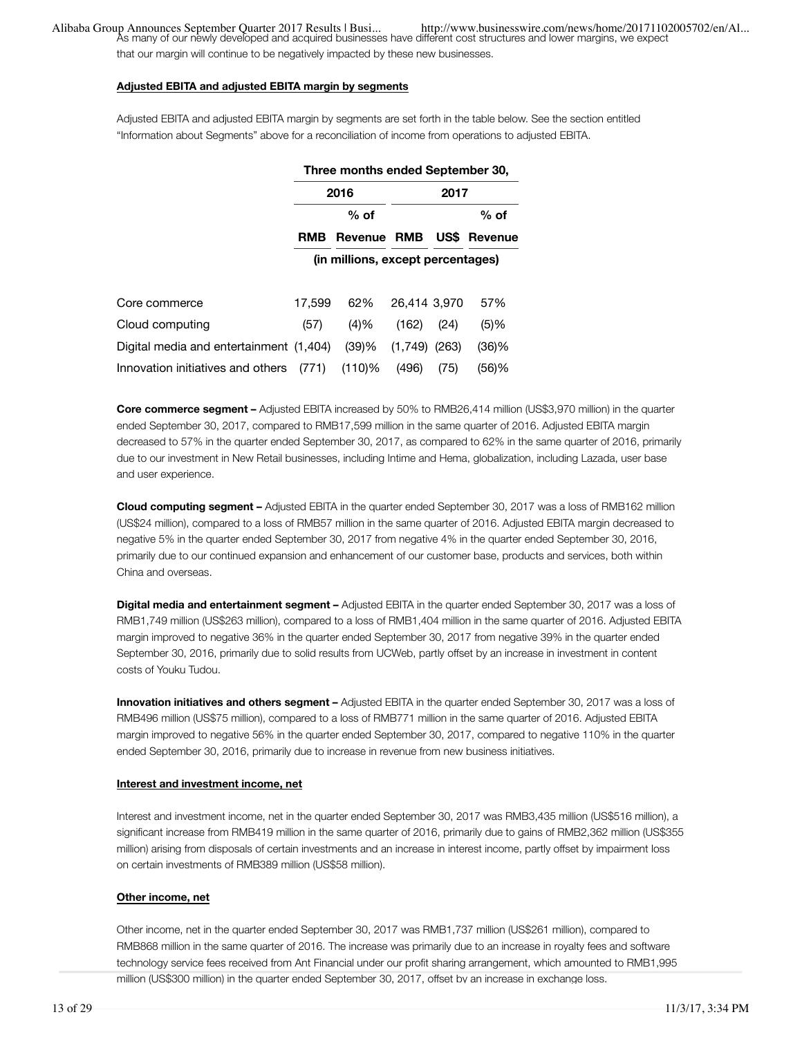As many of our newly developed and acquired businesses have different cost structures and lower margins, we expect that our margin will continue to be negatively impacted by these new businesses.

**Adjusted EBITA and adjusted EBITA margin by segments**

Adjusted EBITA and adjusted EBITA margin by segments are set forth in the table below. See the section entitled "Information about Segments" above for a reconciliation of income from operations to adjusted EBITA.

| | Three months ended September 30, | | | | |
|---|---|---|---|---|---|
| | 2016 | | 2017 | | |
| | RMB | % of Revenue | RMB | US$ | % of Revenue |
| | (in millions, except percentages) | | | | |
| Core commerce | 17,599 | 62% | 26,414 | 3,970 | 57% |
| Cloud computing | (57) | (4)% | (162) | (24) | (5)% |
| Digital media and entertainment | (1,404) | (39)% | (1,749) | (263) | (36)% |
| Innovation initiatives and others | (771) | (110)% | (496) | (75) | (56)% |

**Core commerce segment –** Adjusted EBITA increased by 50% to RMB26,414 million (US$3,970 million) in the quarter ended September 30, 2017, compared to RMB17,599 million in the same quarter of 2016. Adjusted EBITA margin decreased to 57% in the quarter ended September 30, 2017, as compared to 62% in the same quarter of 2016, primarily due to our investment in New Retail businesses, including Intime and Hema, globalization, including Lazada, user base and user experience.

**Cloud computing segment –** Adjusted EBITA in the quarter ended September 30, 2017 was a loss of RMB162 million (US$24 million), compared to a loss of RMB57 million in the same quarter of 2016. Adjusted EBITA margin decreased to negative 5% in the quarter ended September 30, 2017 from negative 4% in the quarter ended September 30, 2016, primarily due to our continued expansion and enhancement of our customer base, products and services, both within China and overseas.

**Digital media and entertainment segment –** Adjusted EBITA in the quarter ended September 30, 2017 was a loss of RMB1,749 million (US$263 million), compared to a loss of RMB1,404 million in the same quarter of 2016. Adjusted EBITA margin improved to negative 36% in the quarter ended September 30, 2017 from negative 39% in the quarter ended September 30, 2016, primarily due to solid results from UCWeb, partly offset by an increase in investment in content costs of Youku Tudou.

**Innovation initiatives and others segment –** Adjusted EBITA in the quarter ended September 30, 2017 was a loss of RMB496 million (US$75 million), compared to a loss of RMB771 million in the same quarter of 2016. Adjusted EBITA margin improved to negative 56% in the quarter ended September 30, 2017, compared to negative 110% in the quarter ended September 30, 2016, primarily due to increase in revenue from new business initiatives.

**Interest and investment income, net**

Interest and investment income, net in the quarter ended September 30, 2017 was RMB3,435 million (US$516 million), a significant increase from RMB419 million in the same quarter of 2016, primarily due to gains of RMB2,362 million (US$355 million) arising from disposals of certain investments and an increase in interest income, partly offset by impairment loss on certain investments of RMB389 million (US$58 million).

**Other income, net**

Other income, net in the quarter ended September 30, 2017 was RMB1,737 million (US$261 million), compared to RMB868 million in the same quarter of 2016. The increase was primarily due to an increase in royalty fees and software technology service fees received from Ant Financial under our profit sharing arrangement, which amounted to RMB1,995 million (US$300 million) in the quarter ended September 30, 2017, offset by an increase in exchange loss.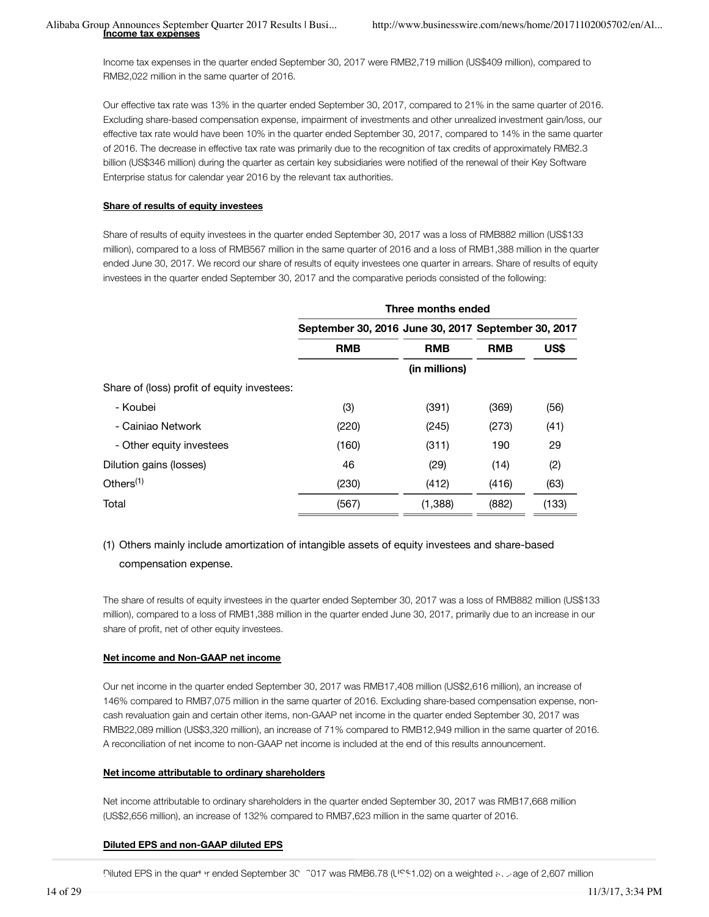**Income tax expenses**

Income tax expenses in the quarter ended September 30, 2017 were RMB2,719 million (US$409 million), compared to RMB2,022 million in the same quarter of 2016.

Our effective tax rate was 13% in the quarter ended September 30, 2017, compared to 21% in the same quarter of 2016. Excluding share-based compensation expense, impairment of investments and other unrealized investment gain/loss, our effective tax rate would have been 10% in the quarter ended September 30, 2017, compared to 14% in the same quarter of 2016. The decrease in effective tax rate was primarily due to the recognition of tax credits of approximately RMB2.3 billion (US$346 million) during the quarter as certain key subsidiaries were notified of the renewal of their Key Software Enterprise status for calendar year 2016 by the relevant tax authorities.

**Share of results of equity investees**

Share of results of equity investees in the quarter ended September 30, 2017 was a loss of RMB882 million (US$133 million), compared to a loss of RMB567 million in the same quarter of 2016 and a loss of RMB1,388 million in the quarter ended June 30, 2017. We record our share of results of equity investees one quarter in arrears. Share of results of equity investees in the quarter ended September 30, 2017 and the comparative periods consisted of the following:

| | Three months ended | | | |
|---|---|---|---|---|
| | September 30, 2016 | June 30, 2017 | September 30, 2017 | |
| | RMB | RMB | RMB | US$ |
| | | (in millions) | | |
| Share of (loss) profit of equity investees: | | | | |
| - Koubei | (3) | (391) | (369) | (56) |
| - Cainiao Network | (220) | (245) | (273) | (41) |
| - Other equity investees | (160) | (311) | 190 | 29 |
| Dilution gains (losses) | 46 | (29) | (14) | (2) |
| Others[(1)] | (230) | (412) | (416) | (63) |
| Total | (567) | (1,388) | (882) | (133) |

(1) Others mainly include amortization of intangible assets of equity investees and share-based compensation expense.

The share of results of equity investees in the quarter ended September 30, 2017 was a loss of RMB882 million (US$133 million), compared to a loss of RMB1,388 million in the quarter ended June 30, 2017, primarily due to an increase in our share of profit, net of other equity investees.

**Net income and Non-GAAP net income**

Our net income in the quarter ended September 30, 2017 was RMB17,408 million (US$2,616 million), an increase of 146% compared to RMB7,075 million in the same quarter of 2016. Excluding share-based compensation expense, non-cash revaluation gain and certain other items, non-GAAP net income in the quarter ended September 30, 2017 was RMB22,089 million (US$3,320 million), an increase of 71% compared to RMB12,949 million in the same quarter of 2016. A reconciliation of net income to non-GAAP net income is included at the end of this results announcement.

**Net income attributable to ordinary shareholders**

Net income attributable to ordinary shareholders in the quarter ended September 30, 2017 was RMB17,668 million (US$2,656 million), an increase of 132% compared to RMB7,623 million in the same quarter of 2016.

**Diluted EPS and non-GAAP diluted EPS**

Diluted EPS in the quarter ended September 30, 2017 was RMB6.78 (US$1.02) on a weighted average of 2,607 million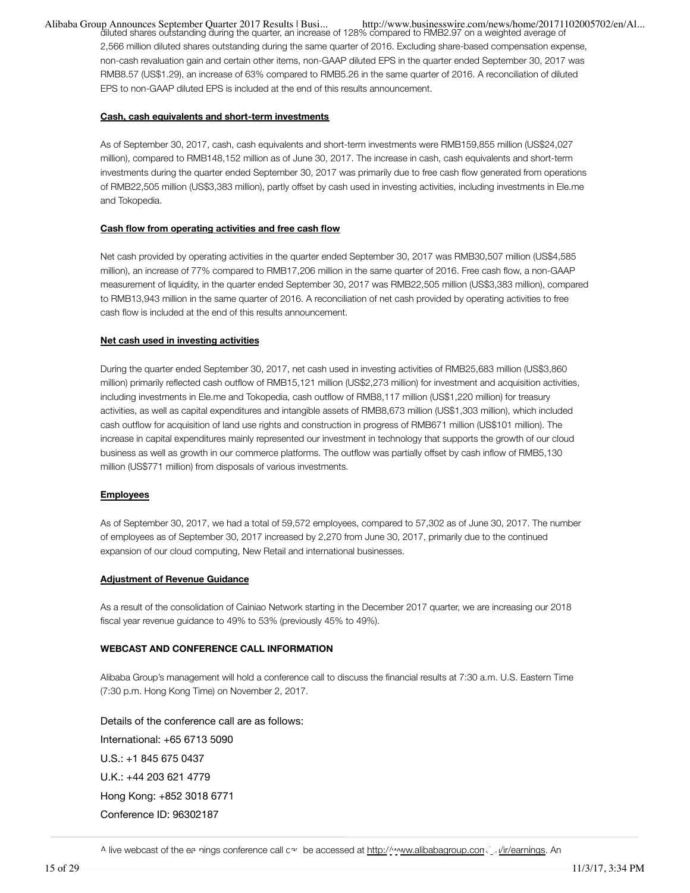diluted shares outstanding during the quarter, an increase of 128% compared to RMB2.97 on a weighted average of 2,566 million diluted shares outstanding during the same quarter of 2016. Excluding share-based compensation expense, non-cash revaluation gain and certain other items, non-GAAP diluted EPS in the quarter ended September 30, 2017 was RMB8.57 (US$1.29), an increase of 63% compared to RMB5.26 in the same quarter of 2016. A reconciliation of diluted EPS to non-GAAP diluted EPS is included at the end of this results announcement.

**Cash, cash equivalents and short-term investments**

As of September 30, 2017, cash, cash equivalents and short-term investments were RMB159,855 million (US$24,027 million), compared to RMB148,152 million as of June 30, 2017. The increase in cash, cash equivalents and short-term investments during the quarter ended September 30, 2017 was primarily due to free cash flow generated from operations of RMB22,505 million (US$3,383 million), partly offset by cash used in investing activities, including investments in Ele.me and Tokopedia.

**Cash flow from operating activities and free cash flow**

Net cash provided by operating activities in the quarter ended September 30, 2017 was RMB30,507 million (US$4,585 million), an increase of 77% compared to RMB17,206 million in the same quarter of 2016. Free cash flow, a non-GAAP measurement of liquidity, in the quarter ended September 30, 2017 was RMB22,505 million (US$3,383 million), compared to RMB13,943 million in the same quarter of 2016. A reconciliation of net cash provided by operating activities to free cash flow is included at the end of this results announcement.

**Net cash used in investing activities**

During the quarter ended September 30, 2017, net cash used in investing activities of RMB25,683 million (US$3,860 million) primarily reflected cash outflow of RMB15,121 million (US$2,273 million) for investment and acquisition activities, including investments in Ele.me and Tokopedia, cash outflow of RMB8,117 million (US$1,220 million) for treasury activities, as well as capital expenditures and intangible assets of RMB8,673 million (US$1,303 million), which included cash outflow for acquisition of land use rights and construction in progress of RMB671 million (US$101 million). The increase in capital expenditures mainly represented our investment in technology that supports the growth of our cloud business as well as growth in our commerce platforms. The outflow was partially offset by cash inflow of RMB5,130 million (US$771 million) from disposals of various investments.

**Employees**

As of September 30, 2017, we had a total of 59,572 employees, compared to 57,302 as of June 30, 2017. The number of employees as of September 30, 2017 increased by 2,270 from June 30, 2017, primarily due to the continued expansion of our cloud computing, New Retail and international businesses.

**Adjustment of Revenue Guidance**

As a result of the consolidation of Cainiao Network starting in the December 2017 quarter, we are increasing our 2018 fiscal year revenue guidance to 49% to 53% (previously 45% to 49%).

**WEBCAST AND CONFERENCE CALL INFORMATION**

Alibaba Group's management will hold a conference call to discuss the financial results at 7:30 a.m. U.S. Eastern Time (7:30 p.m. Hong Kong Time) on November 2, 2017.

Details of the conference call are as follows:

International: +65 6713 5090

U.S.: +1 845 675 0437

U.K.: +44 203 621 4779

Hong Kong: +852 3018 6771

Conference ID: 96302187

A live webcast of the earnings conference call can be accessed at http://www.alibabagroup.com/en/ir/earnings. An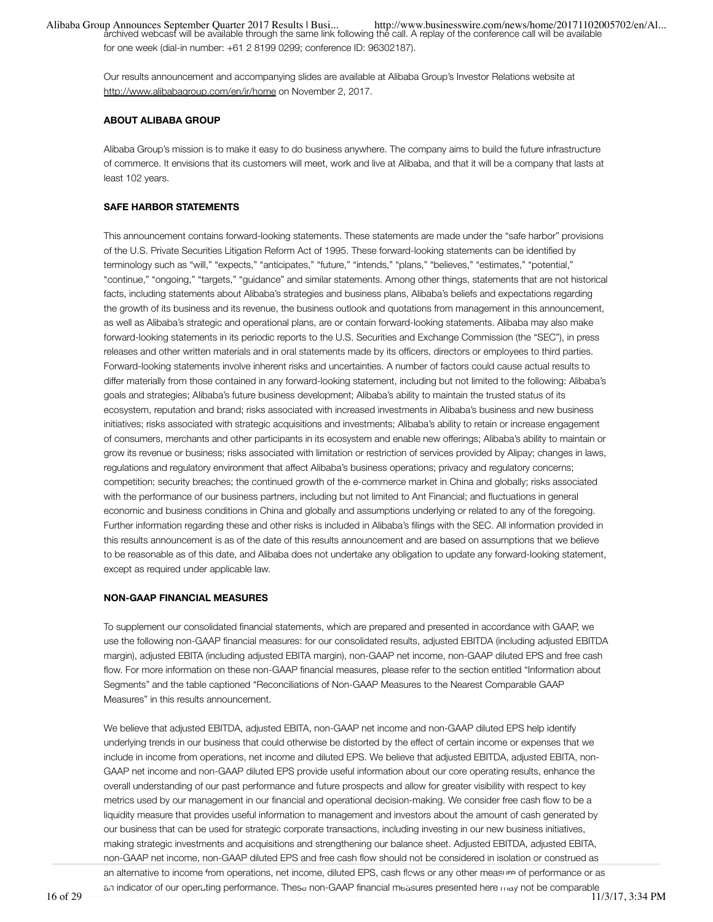archived webcast will be available through the same link following the call. A replay of the conference call will be available for one week (dial-in number: +61 2 8199 0299; conference ID: 96302187).

Our results announcement and accompanying slides are available at Alibaba Group's Investor Relations website at http://www.alibabagroup.com/en/ir/home on November 2, 2017.

**ABOUT ALIBABA GROUP**

Alibaba Group's mission is to make it easy to do business anywhere. The company aims to build the future infrastructure of commerce. It envisions that its customers will meet, work and live at Alibaba, and that it will be a company that lasts at least 102 years.

**SAFE HARBOR STATEMENTS**

This announcement contains forward-looking statements. These statements are made under the "safe harbor" provisions of the U.S. Private Securities Litigation Reform Act of 1995. These forward-looking statements can be identified by terminology such as "will," "expects," "anticipates," "future," "intends," "plans," "believes," "estimates," "potential," "continue," "ongoing," "targets," "guidance" and similar statements. Among other things, statements that are not historical facts, including statements about Alibaba's strategies and business plans, Alibaba's beliefs and expectations regarding the growth of its business and its revenue, the business outlook and quotations from management in this announcement, as well as Alibaba's strategic and operational plans, are or contain forward-looking statements. Alibaba may also make forward-looking statements in its periodic reports to the U.S. Securities and Exchange Commission (the "SEC"), in press releases and other written materials and in oral statements made by its officers, directors or employees to third parties. Forward-looking statements involve inherent risks and uncertainties. A number of factors could cause actual results to differ materially from those contained in any forward-looking statement, including but not limited to the following: Alibaba's goals and strategies; Alibaba's future business development; Alibaba's ability to maintain the trusted status of its ecosystem, reputation and brand; risks associated with increased investments in Alibaba's business and new business initiatives; risks associated with strategic acquisitions and investments; Alibaba's ability to retain or increase engagement of consumers, merchants and other participants in its ecosystem and enable new offerings; Alibaba's ability to maintain or grow its revenue or business; risks associated with limitation or restriction of services provided by Alipay; changes in laws, regulations and regulatory environment that affect Alibaba's business operations; privacy and regulatory concerns; competition; security breaches; the continued growth of the e-commerce market in China and globally; risks associated with the performance of our business partners, including but not limited to Ant Financial; and fluctuations in general economic and business conditions in China and globally and assumptions underlying or related to any of the foregoing. Further information regarding these and other risks is included in Alibaba's filings with the SEC. All information provided in this results announcement is as of the date of this results announcement and are based on assumptions that we believe to be reasonable as of this date, and Alibaba does not undertake any obligation to update any forward-looking statement, except as required under applicable law.

**NON-GAAP FINANCIAL MEASURES**

To supplement our consolidated financial statements, which are prepared and presented in accordance with GAAP, we use the following non-GAAP financial measures: for our consolidated results, adjusted EBITDA (including adjusted EBITDA margin), adjusted EBITA (including adjusted EBITA margin), non-GAAP net income, non-GAAP diluted EPS and free cash flow. For more information on these non-GAAP financial measures, please refer to the section entitled "Information about Segments" and the table captioned "Reconciliations of Non-GAAP Measures to the Nearest Comparable GAAP Measures" in this results announcement.

We believe that adjusted EBITDA, adjusted EBITA, non-GAAP net income and non-GAAP diluted EPS help identify underlying trends in our business that could otherwise be distorted by the effect of certain income or expenses that we include in income from operations, net income and diluted EPS. We believe that adjusted EBITDA, adjusted EBITA, non-GAAP net income and non-GAAP diluted EPS provide useful information about our core operating results, enhance the overall understanding of our past performance and future prospects and allow for greater visibility with respect to key metrics used by our management in our financial and operational decision-making. We consider free cash flow to be a liquidity measure that provides useful information to management and investors about the amount of cash generated by our business that can be used for strategic corporate transactions, including investing in our new business initiatives, making strategic investments and acquisitions and strengthening our balance sheet. Adjusted EBITDA, adjusted EBITA, non-GAAP net income, non-GAAP diluted EPS and free cash flow should not be considered in isolation or construed as an alternative to income from operations, net income, diluted EPS, cash flows or any other measure of performance or as an indicator of our operating performance. These non-GAAP financial measures presented here may not be comparable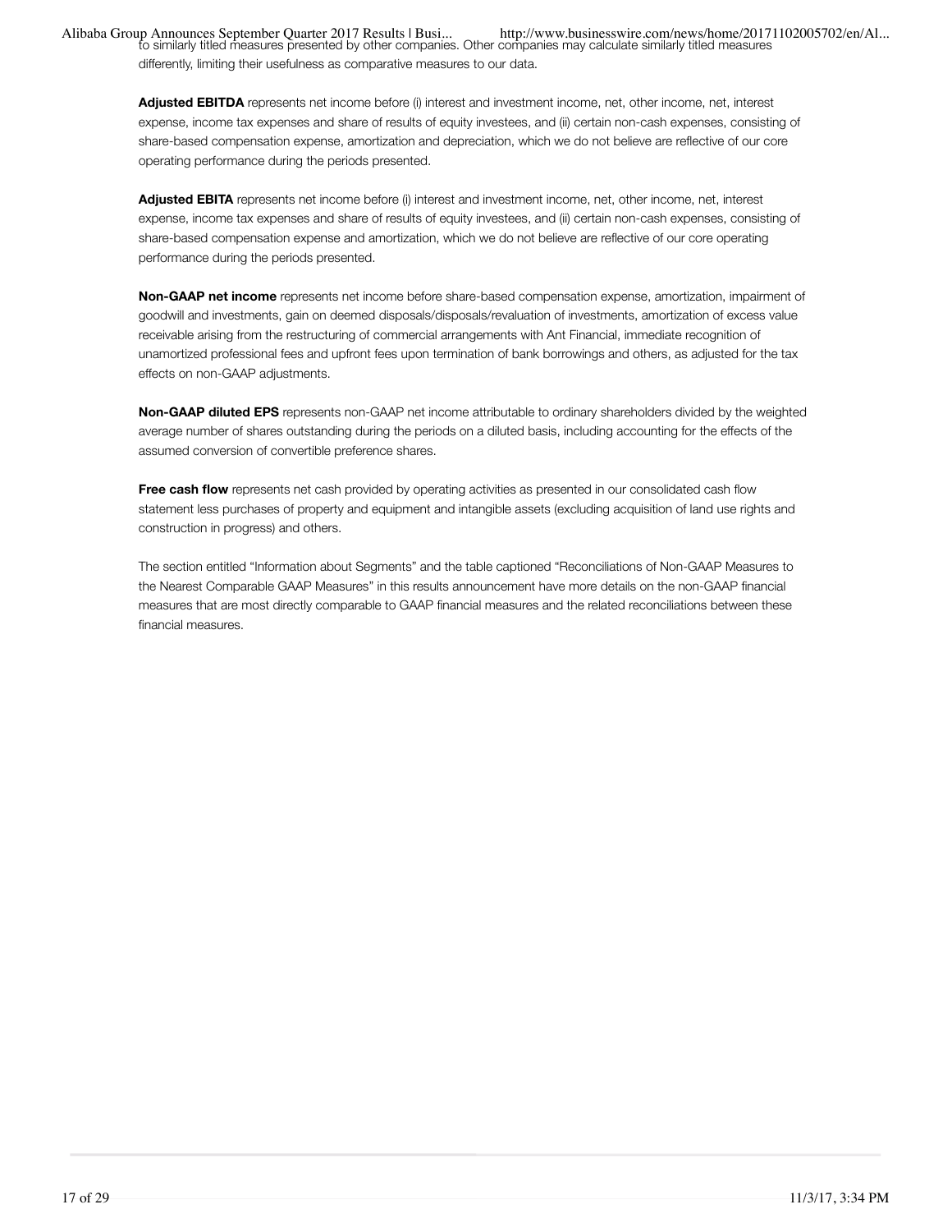to similarly titled measures presented by other companies. Other companies may calculate similarly titled measures differently, limiting their usefulness as comparative measures to our data.

**Adjusted EBITDA** represents net income before (i) interest and investment income, net, other income, net, interest expense, income tax expenses and share of results of equity investees, and (ii) certain non-cash expenses, consisting of share-based compensation expense, amortization and depreciation, which we do not believe are reflective of our core operating performance during the periods presented.

**Adjusted EBITA** represents net income before (i) interest and investment income, net, other income, net, interest expense, income tax expenses and share of results of equity investees, and (ii) certain non-cash expenses, consisting of share-based compensation expense and amortization, which we do not believe are reflective of our core operating performance during the periods presented.

**Non-GAAP net income** represents net income before share-based compensation expense, amortization, impairment of goodwill and investments, gain on deemed disposals/disposals/revaluation of investments, amortization of excess value receivable arising from the restructuring of commercial arrangements with Ant Financial, immediate recognition of unamortized professional fees and upfront fees upon termination of bank borrowings and others, as adjusted for the tax effects on non-GAAP adjustments.

**Non-GAAP diluted EPS** represents non-GAAP net income attributable to ordinary shareholders divided by the weighted average number of shares outstanding during the periods on a diluted basis, including accounting for the effects of the assumed conversion of convertible preference shares.

**Free cash flow** represents net cash provided by operating activities as presented in our consolidated cash flow statement less purchases of property and equipment and intangible assets (excluding acquisition of land use rights and construction in progress) and others.

The section entitled "Information about Segments" and the table captioned "Reconciliations of Non-GAAP Measures to the Nearest Comparable GAAP Measures" in this results announcement have more details on the non-GAAP financial measures that are most directly comparable to GAAP financial measures and the related reconciliations between these financial measures.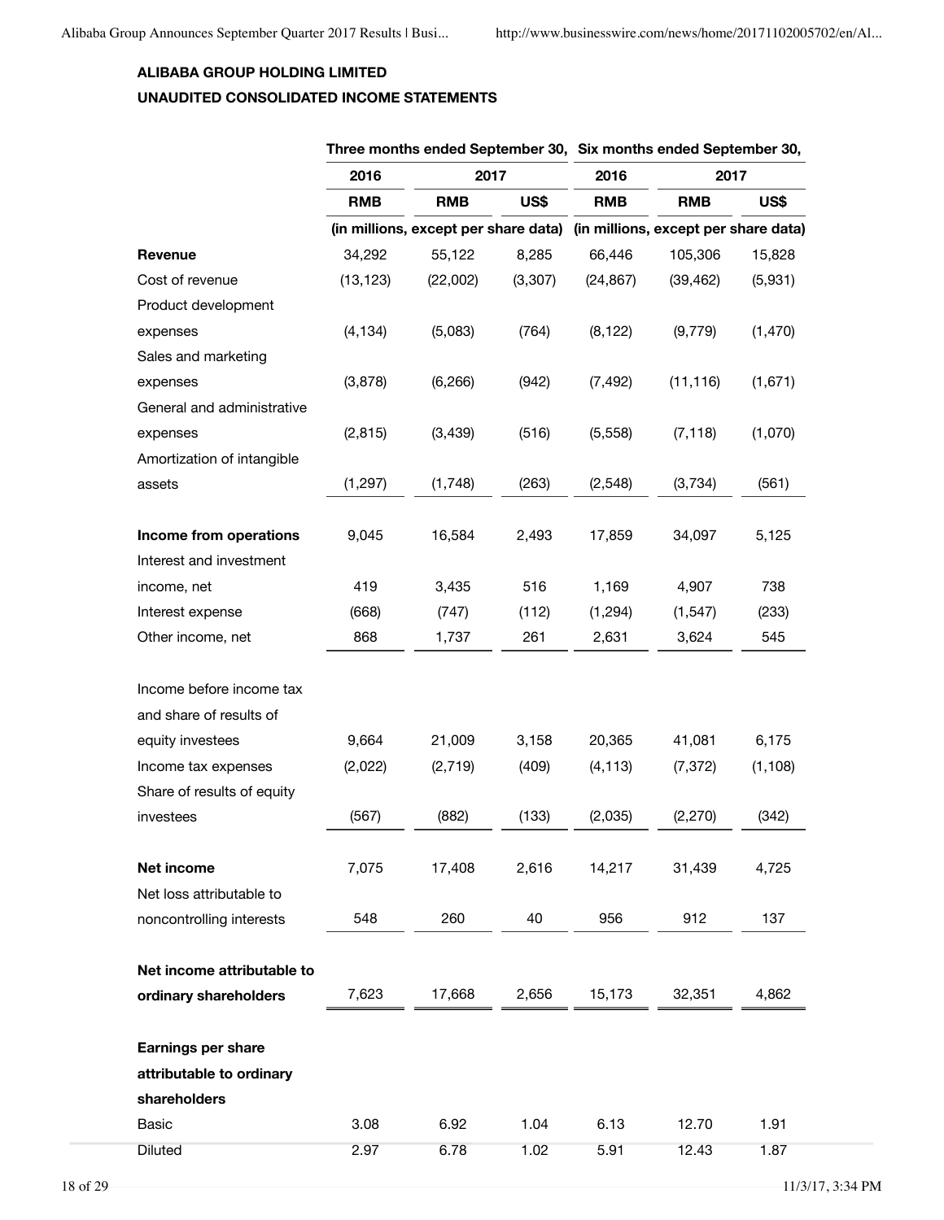**ALIBABA GROUP HOLDING LIMITED**

**UNAUDITED CONSOLIDATED INCOME STATEMENTS**

| | Three months ended September 30, | | | Six months ended September 30, | | |
|---|---|---|---|---|---|---|
| | 2016 | 2017 | | 2016 | 2017 | |
| | RMB | RMB | US$ | RMB | RMB | US$ |
| | (in millions, except per share data) | | | (in millions, except per share data) | | |
| **Revenue** | 34,292 | 55,122 | 8,285 | 66,446 | 105,306 | 15,828 |
| Cost of revenue | (13,123) | (22,002) | (3,307) | (24,867) | (39,462) | (5,931) |
| Product development expenses | (4,134) | (5,083) | (764) | (8,122) | (9,779) | (1,470) |
| Sales and marketing expenses | (3,878) | (6,266) | (942) | (7,492) | (11,116) | (1,671) |
| General and administrative expenses | (2,815) | (3,439) | (516) | (5,558) | (7,118) | (1,070) |
| Amortization of intangible assets | (1,297) | (1,748) | (263) | (2,548) | (3,734) | (561) |
| **Income from operations** | 9,045 | 16,584 | 2,493 | 17,859 | 34,097 | 5,125 |
| Interest and investment income, net | 419 | 3,435 | 516 | 1,169 | 4,907 | 738 |
| Interest expense | (668) | (747) | (112) | (1,294) | (1,547) | (233) |
| Other income, net | 868 | 1,737 | 261 | 2,631 | 3,624 | 545 |
| Income before income tax and share of results of equity investees | 9,664 | 21,009 | 3,158 | 20,365 | 41,081 | 6,175 |
| Income tax expenses | (2,022) | (2,719) | (409) | (4,113) | (7,372) | (1,108) |
| Share of results of equity investees | (567) | (882) | (133) | (2,035) | (2,270) | (342) |
| **Net income** | 7,075 | 17,408 | 2,616 | 14,217 | 31,439 | 4,725 |
| Net loss attributable to noncontrolling interests | 548 | 260 | 40 | 956 | 912 | 137 |
| **Net income attributable to ordinary shareholders** | 7,623 | 17,668 | 2,656 | 15,173 | 32,351 | 4,862 |
| **Earnings per share attributable to ordinary shareholders** | | | | | | |
| Basic | 3.08 | 6.92 | 1.04 | 6.13 | 12.70 | 1.91 |
| Diluted | 2.97 | 6.78 | 1.02 | 5.91 | 12.43 | 1.87 |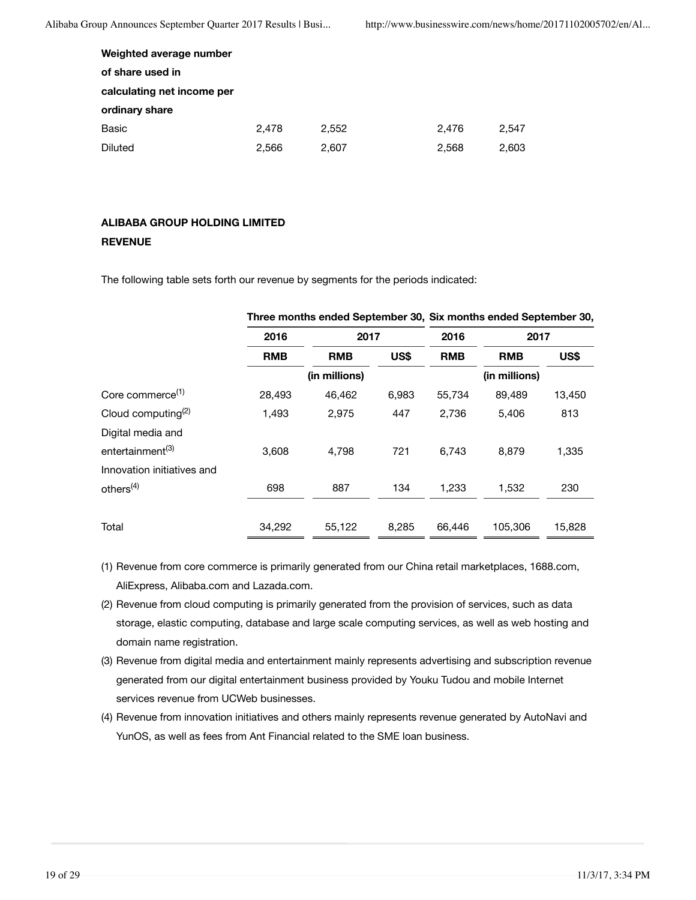| Weighted average number of share used in calculating net income per ordinary share | | | | |
|---|---|---|---|---|
| Basic | 2,478 | 2,552 | 2,476 | 2,547 |
| Diluted | 2,566 | 2,607 | 2,568 | 2,603 |

**ALIBABA GROUP HOLDING LIMITED**

**REVENUE**

The following table sets forth our revenue by segments for the periods indicated:

| | Three months ended September 30, | | | Six months ended September 30, | | |
|---|---|---|---|---|---|---|
| | 2016 | 2017 | | 2016 | 2017 | |
| | RMB | RMB | US$ | RMB | RMB | US$ |
| | | (in millions) | | | (in millions) | |
| Core commerce[(1)] | 28,493 | 46,462 | 6,983 | 55,734 | 89,489 | 13,450 |
| Cloud computing[(2)] | 1,493 | 2,975 | 447 | 2,736 | 5,406 | 813 |
| Digital media and entertainment[(3)] | 3,608 | 4,798 | 721 | 6,743 | 8,879 | 1,335 |
| Innovation initiatives and others[(4)] | 698 | 887 | 134 | 1,233 | 1,532 | 230 |
| Total | 34,292 | 55,122 | 8,285 | 66,446 | 105,306 | 15,828 |

(1) Revenue from core commerce is primarily generated from our China retail marketplaces, 1688.com, AliExpress, Alibaba.com and Lazada.com.

(2) Revenue from cloud computing is primarily generated from the provision of services, such as data storage, elastic computing, database and large scale computing services, as well as web hosting and domain name registration.

(3) Revenue from digital media and entertainment mainly represents advertising and subscription revenue generated from our digital entertainment business provided by Youku Tudou and mobile Internet services revenue from UCWeb businesses.

(4) Revenue from innovation initiatives and others mainly represents revenue generated by AutoNavi and YunOS, as well as fees from Ant Financial related to the SME loan business.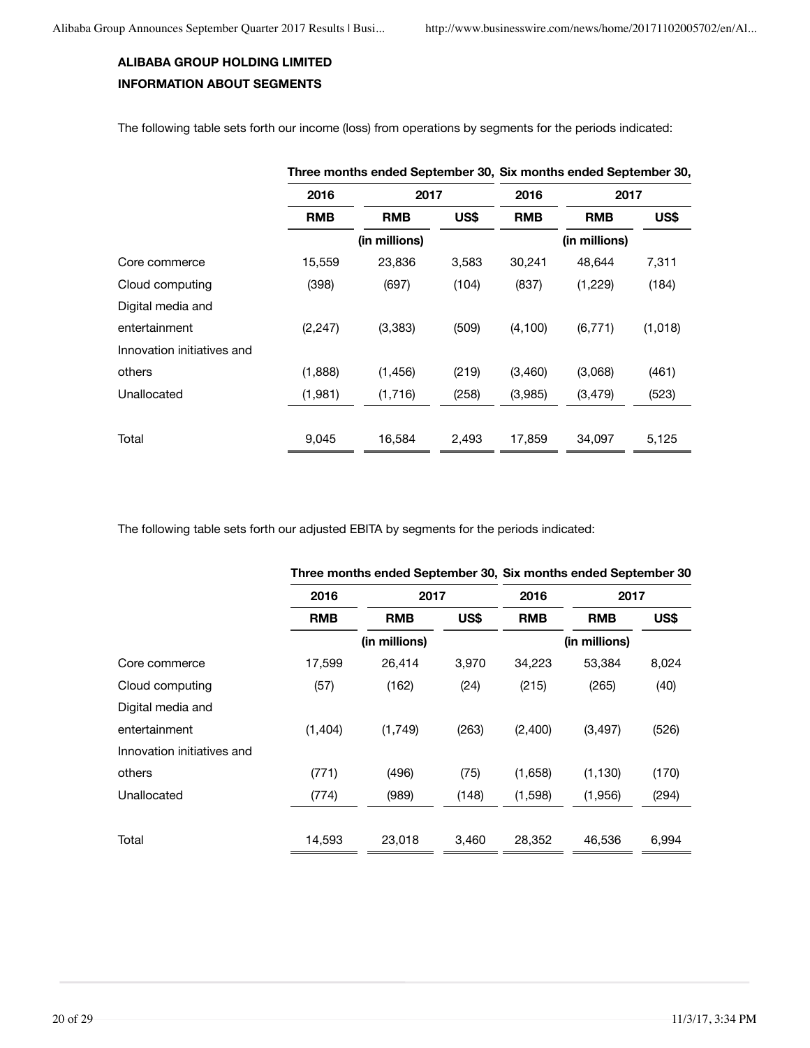**ALIBABA GROUP HOLDING LIMITED**

**INFORMATION ABOUT SEGMENTS**

The following table sets forth our income (loss) from operations by segments for the periods indicated:

| | Three months ended September 30, | | | Six months ended September 30, | | |
|---|---|---|---|---|---|---|
| | 2016 | 2017 | | 2016 | 2017 | |
| | RMB | RMB | US$ | RMB | RMB | US$ |
| | (in millions) | | | (in millions) | | |
| Core commerce | 15,559 | 23,836 | 3,583 | 30,241 | 48,644 | 7,311 |
| Cloud computing | (398) | (697) | (104) | (837) | (1,229) | (184) |
| Digital media and entertainment | (2,247) | (3,383) | (509) | (4,100) | (6,771) | (1,018) |
| Innovation initiatives and others | (1,888) | (1,456) | (219) | (3,460) | (3,068) | (461) |
| Unallocated | (1,981) | (1,716) | (258) | (3,985) | (3,479) | (523) |
| Total | 9,045 | 16,584 | 2,493 | 17,859 | 34,097 | 5,125 |

The following table sets forth our adjusted EBITA by segments for the periods indicated:

| | Three months ended September 30, | | | Six months ended September 30 | | |
|---|---|---|---|---|---|---|
| | 2016 | 2017 | | 2016 | 2017 | |
| | RMB | RMB | US$ | RMB | RMB | US$ |
| | (in millions) | | | (in millions) | | |
| Core commerce | 17,599 | 26,414 | 3,970 | 34,223 | 53,384 | 8,024 |
| Cloud computing | (57) | (162) | (24) | (215) | (265) | (40) |
| Digital media and entertainment | (1,404) | (1,749) | (263) | (2,400) | (3,497) | (526) |
| Innovation initiatives and others | (771) | (496) | (75) | (1,658) | (1,130) | (170) |
| Unallocated | (774) | (989) | (148) | (1,598) | (1,956) | (294) |
| Total | 14,593 | 23,018 | 3,460 | 28,352 | 46,536 | 6,994 |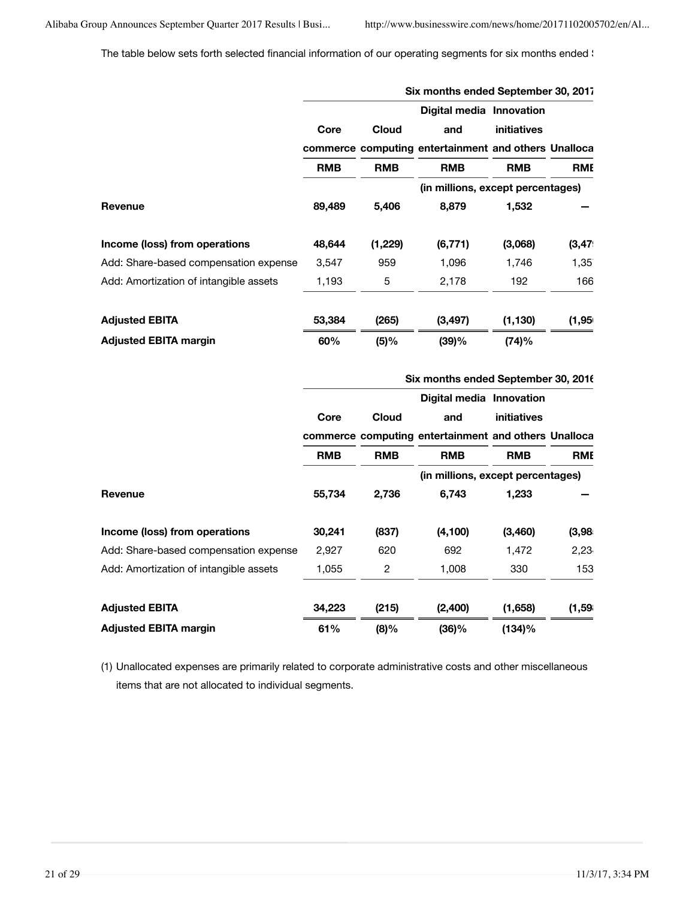The table below sets forth selected financial information of our operating segments for six months ended S

| | Six months ended September 30, 2017 | | | | |
|---|---|---|---|---|---|
| | Core commerce | Cloud computing | Digital media and entertainment | Innovation initiatives and others | Unalloca |
| | RMB | RMB | RMB | RMB | RMB |
| | (in millions, except percentages) | | | | |
| **Revenue** | **89,489** | **5,406** | **8,879** | **1,532** | **—** |
| **Income (loss) from operations** | **48,644** | **(1,229)** | **(6,771)** | **(3,068)** | **(3,47** |
| Add: Share-based compensation expense | 3,547 | 959 | 1,096 | 1,746 | 1,35 |
| Add: Amortization of intangible assets | 1,193 | 5 | 2,178 | 192 | 166 |
| **Adjusted EBITA** | **53,384** | **(265)** | **(3,497)** | **(1,130)** | **(1,95** |
| **Adjusted EBITA margin** | **60%** | **(5)%** | **(39)%** | **(74)%** | |

| | Six months ended September 30, 2016 | | | | |
|---|---|---|---|---|---|
| | Core commerce | Cloud computing | Digital media and entertainment | Innovation initiatives and others | Unalloca |
| | RMB | RMB | RMB | RMB | RMB |
| | (in millions, except percentages) | | | | |
| **Revenue** | **55,734** | **2,736** | **6,743** | **1,233** | **—** |
| **Income (loss) from operations** | **30,241** | **(837)** | **(4,100)** | **(3,460)** | **(3,98** |
| Add: Share-based compensation expense | 2,927 | 620 | 692 | 1,472 | 2,23 |
| Add: Amortization of intangible assets | 1,055 | 2 | 1,008 | 330 | 153 |
| **Adjusted EBITA** | **34,223** | **(215)** | **(2,400)** | **(1,658)** | **(1,59** |
| **Adjusted EBITA margin** | **61%** | **(8)%** | **(36)%** | **(134)%** | |

(1) Unallocated expenses are primarily related to corporate administrative costs and other miscellaneous items that are not allocated to individual segments.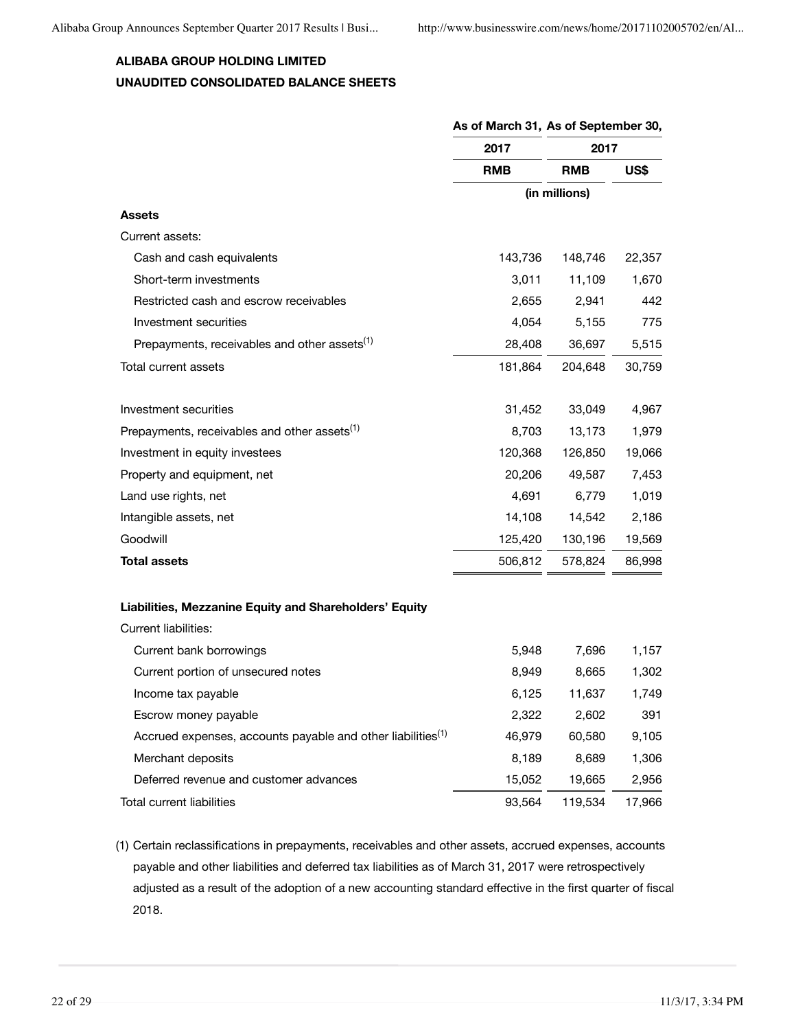**ALIBABA GROUP HOLDING LIMITED**

**UNAUDITED CONSOLIDATED BALANCE SHEETS**

| | As of March 31, | As of September 30, | |
|---|---|---|---|
| | 2017 | 2017 | |
| | RMB | RMB | US$ |
| | (in millions) | | |
| **Assets** | | | |
| Current assets: | | | |
| Cash and cash equivalents | 143,736 | 148,746 | 22,357 |
| Short-term investments | 3,011 | 11,109 | 1,670 |
| Restricted cash and escrow receivables | 2,655 | 2,941 | 442 |
| Investment securities | 4,054 | 5,155 | 775 |
| Prepayments, receivables and other assets[(1)] | 28,408 | 36,697 | 5,515 |
| Total current assets | 181,864 | 204,648 | 30,759 |
| | | | |
| Investment securities | 31,452 | 33,049 | 4,967 |
| Prepayments, receivables and other assets[(1)] | 8,703 | 13,173 | 1,979 |
| Investment in equity investees | 120,368 | 126,850 | 19,066 |
| Property and equipment, net | 20,206 | 49,587 | 7,453 |
| Land use rights, net | 4,691 | 6,779 | 1,019 |
| Intangible assets, net | 14,108 | 14,542 | 2,186 |
| Goodwill | 125,420 | 130,196 | 19,569 |
| **Total assets** | 506,812 | 578,824 | 86,998 |
| | | | |
| **Liabilities, Mezzanine Equity and Shareholders' Equity** | | | |
| Current liabilities: | | | |
| Current bank borrowings | 5,948 | 7,696 | 1,157 |
| Current portion of unsecured notes | 8,949 | 8,665 | 1,302 |
| Income tax payable | 6,125 | 11,637 | 1,749 |
| Escrow money payable | 2,322 | 2,602 | 391 |
| Accrued expenses, accounts payable and other liabilities[(1)] | 46,979 | 60,580 | 9,105 |
| Merchant deposits | 8,189 | 8,689 | 1,306 |
| Deferred revenue and customer advances | 15,052 | 19,665 | 2,956 |
| Total current liabilities | 93,564 | 119,534 | 17,966 |

(1) Certain reclassifications in prepayments, receivables and other assets, accrued expenses, accounts payable and other liabilities and deferred tax liabilities as of March 31, 2017 were retrospectively adjusted as a result of the adoption of a new accounting standard effective in the first quarter of fiscal 2018.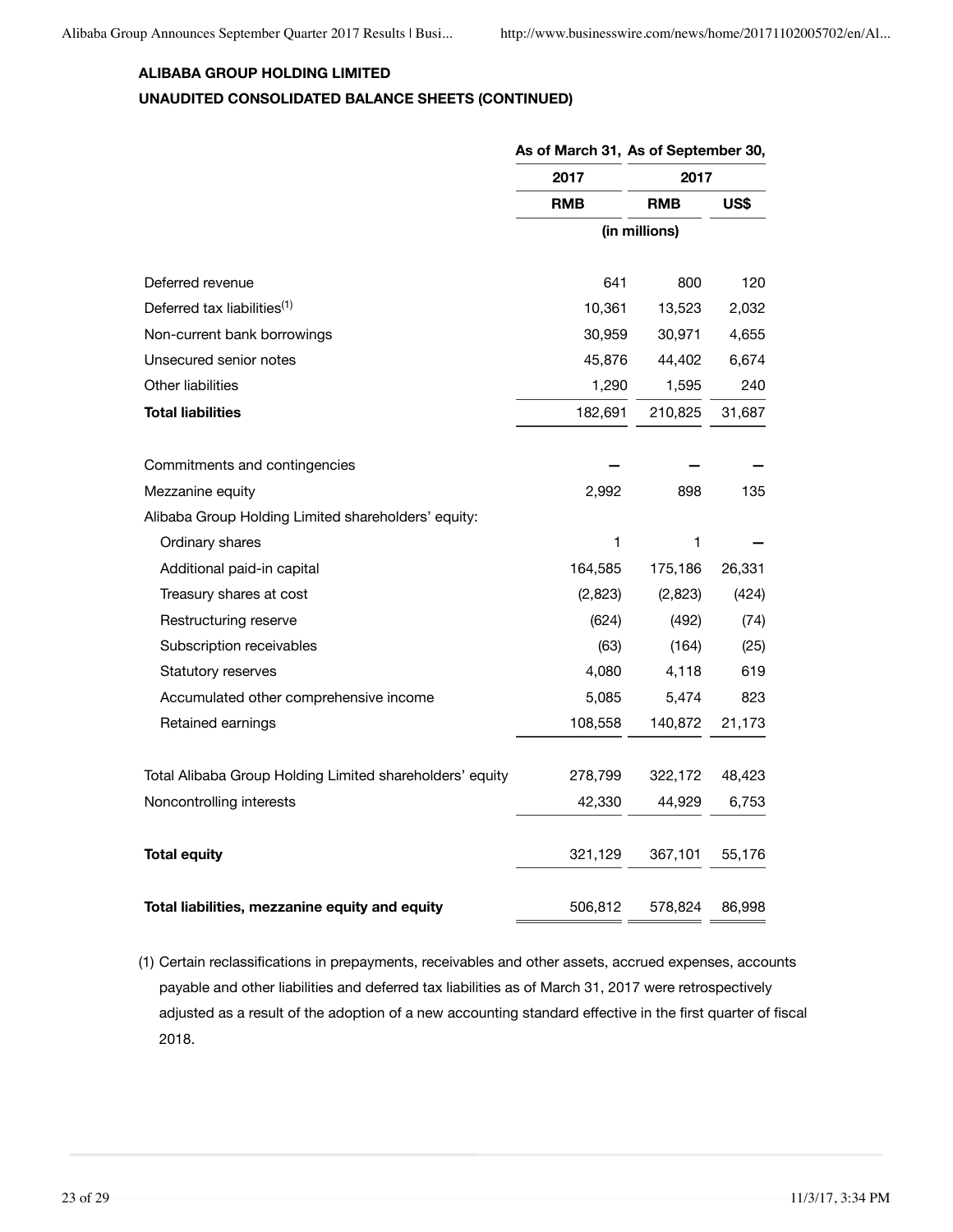**ALIBABA GROUP HOLDING LIMITED**

**UNAUDITED CONSOLIDATED BALANCE SHEETS (CONTINUED)**

| | As of March 31, | As of September 30, | |
|---|---|---|---|
| | 2017 | 2017 | |
| | RMB | RMB | US$ |
| | (in millions) | | |
| Deferred revenue | 641 | 800 | 120 |
| Deferred tax liabilities[(1)] | 10,361 | 13,523 | 2,032 |
| Non-current bank borrowings | 30,959 | 30,971 | 4,655 |
| Unsecured senior notes | 45,876 | 44,402 | 6,674 |
| Other liabilities | 1,290 | 1,595 | 240 |
| **Total liabilities** | 182,691 | 210,825 | 31,687 |
| Commitments and contingencies | — | — | — |
| Mezzanine equity | 2,992 | 898 | 135 |
| Alibaba Group Holding Limited shareholders' equity: | | | |
| Ordinary shares | 1 | 1 | — |
| Additional paid-in capital | 164,585 | 175,186 | 26,331 |
| Treasury shares at cost | (2,823) | (2,823) | (424) |
| Restructuring reserve | (624) | (492) | (74) |
| Subscription receivables | (63) | (164) | (25) |
| Statutory reserves | 4,080 | 4,118 | 619 |
| Accumulated other comprehensive income | 5,085 | 5,474 | 823 |
| Retained earnings | 108,558 | 140,872 | 21,173 |
| Total Alibaba Group Holding Limited shareholders' equity | 278,799 | 322,172 | 48,423 |
| Noncontrolling interests | 42,330 | 44,929 | 6,753 |
| **Total equity** | 321,129 | 367,101 | 55,176 |
| **Total liabilities, mezzanine equity and equity** | 506,812 | 578,824 | 86,998 |

(1) Certain reclassifications in prepayments, receivables and other assets, accrued expenses, accounts payable and other liabilities and deferred tax liabilities as of March 31, 2017 were retrospectively adjusted as a result of the adoption of a new accounting standard effective in the first quarter of fiscal 2018.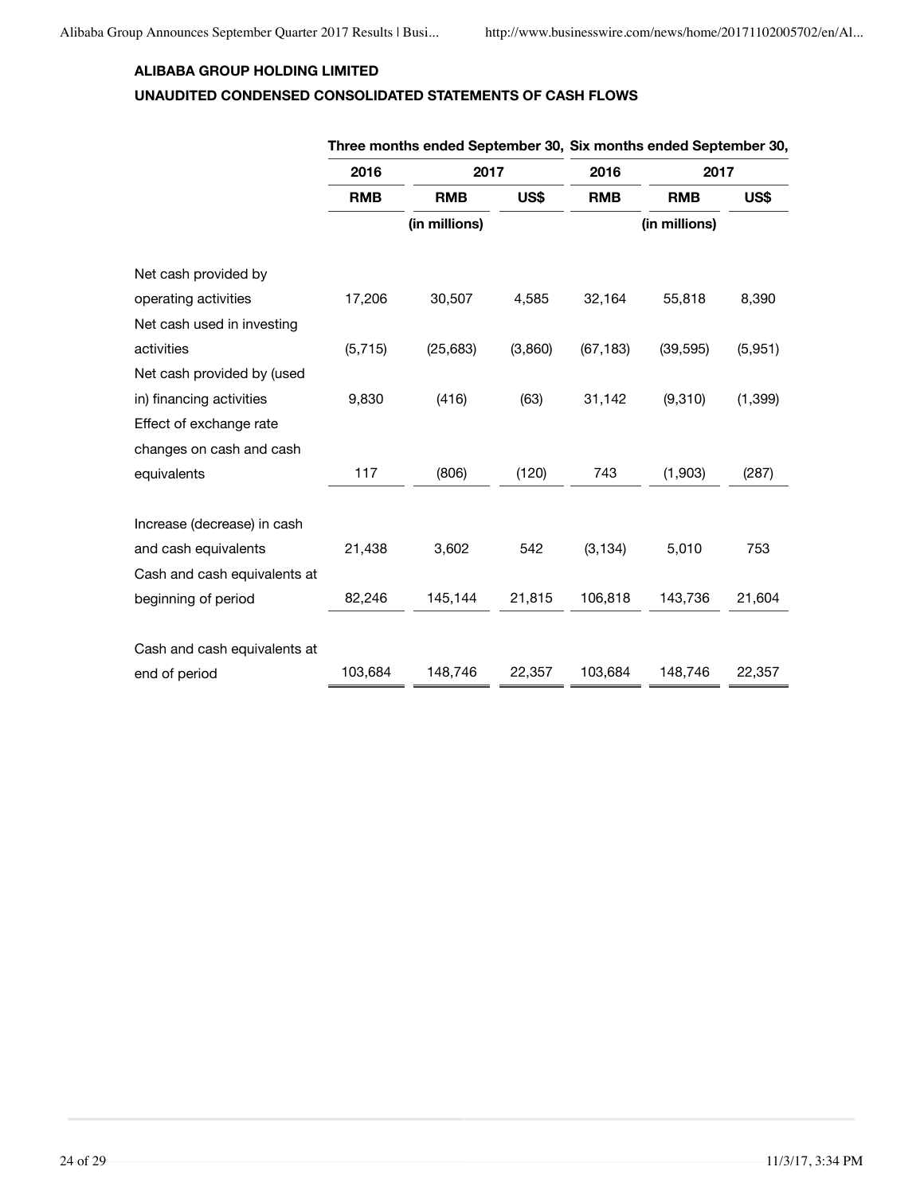**ALIBABA GROUP HOLDING LIMITED**

**UNAUDITED CONDENSED CONSOLIDATED STATEMENTS OF CASH FLOWS**

| | Three months ended September 30, | | | Six months ended September 30, | | |
|---|---|---|---|---|---|---|
| | 2016 | 2017 | | 2016 | 2017 | |
| | RMB | RMB | US$ | RMB | RMB | US$ |
| | | (in millions) | | | (in millions) | |
| Net cash provided by operating activities | 17,206 | 30,507 | 4,585 | 32,164 | 55,818 | 8,390 |
| Net cash used in investing activities | (5,715) | (25,683) | (3,860) | (67,183) | (39,595) | (5,951) |
| Net cash provided by (used in) financing activities | 9,830 | (416) | (63) | 31,142 | (9,310) | (1,399) |
| Effect of exchange rate changes on cash and cash equivalents | 117 | (806) | (120) | 743 | (1,903) | (287) |
| Increase (decrease) in cash and cash equivalents | 21,438 | 3,602 | 542 | (3,134) | 5,010 | 753 |
| Cash and cash equivalents at beginning of period | 82,246 | 145,144 | 21,815 | 106,818 | 143,736 | 21,604 |
| Cash and cash equivalents at end of period | 103,684 | 148,746 | 22,357 | 103,684 | 148,746 | 22,357 |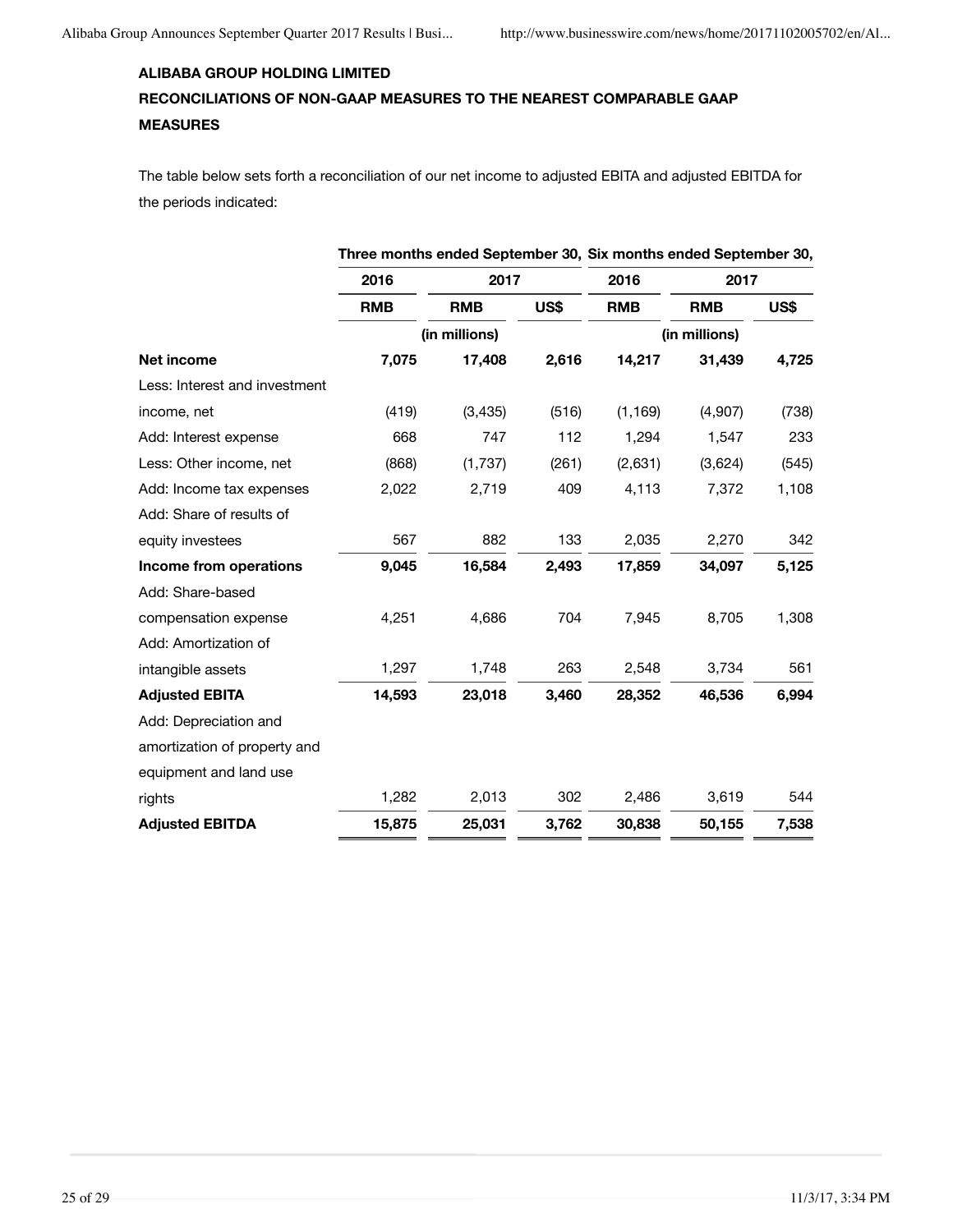**ALIBABA GROUP HOLDING LIMITED**

**RECONCILIATIONS OF NON-GAAP MEASURES TO THE NEAREST COMPARABLE GAAP MEASURES**

The table below sets forth a reconciliation of our net income to adjusted EBITA and adjusted EBITDA for the periods indicated:

| | Three months ended September 30, | | | Six months ended September 30, | | |
|---|---|---|---|---|---|---|
| | 2016 | 2017 | | 2016 | 2017 | |
| | RMB | RMB | US$ | RMB | RMB | US$ |
| | | (in millions) | | | (in millions) | |
| **Net income** | **7,075** | **17,408** | **2,616** | **14,217** | **31,439** | **4,725** |
| Less: Interest and investment income, net | (419) | (3,435) | (516) | (1,169) | (4,907) | (738) |
| Add: Interest expense | 668 | 747 | 112 | 1,294 | 1,547 | 233 |
| Less: Other income, net | (868) | (1,737) | (261) | (2,631) | (3,624) | (545) |
| Add: Income tax expenses | 2,022 | 2,719 | 409 | 4,113 | 7,372 | 1,108 |
| Add: Share of results of equity investees | 567 | 882 | 133 | 2,035 | 2,270 | 342 |
| **Income from operations** | **9,045** | **16,584** | **2,493** | **17,859** | **34,097** | **5,125** |
| Add: Share-based compensation expense | 4,251 | 4,686 | 704 | 7,945 | 8,705 | 1,308 |
| Add: Amortization of intangible assets | 1,297 | 1,748 | 263 | 2,548 | 3,734 | 561 |
| **Adjusted EBITA** | **14,593** | **23,018** | **3,460** | **28,352** | **46,536** | **6,994** |
| Add: Depreciation and amortization of property and equipment and land use rights | 1,282 | 2,013 | 302 | 2,486 | 3,619 | 544 |
| **Adjusted EBITDA** | **15,875** | **25,031** | **3,762** | **30,838** | **50,155** | **7,538** |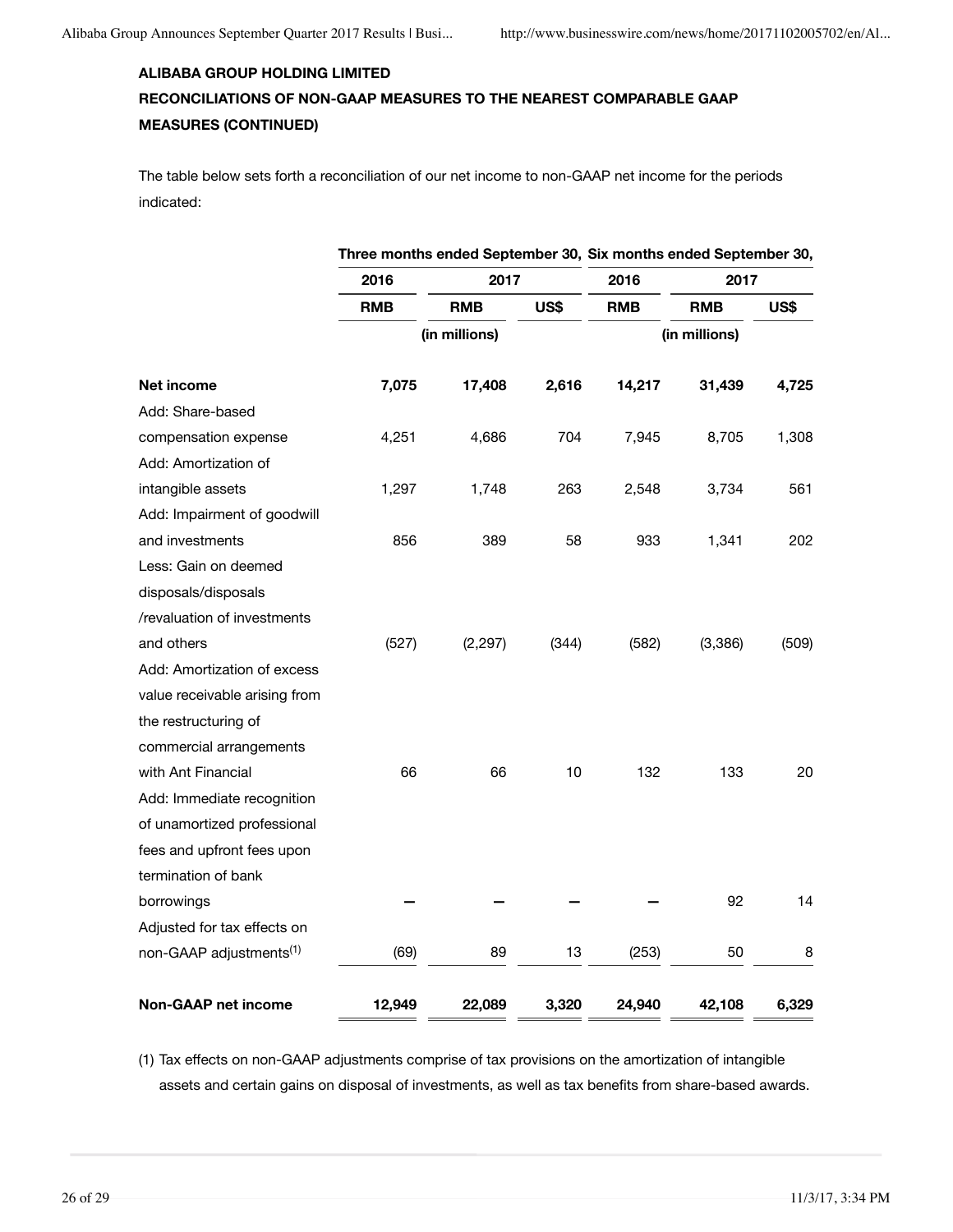**ALIBABA GROUP HOLDING LIMITED**

**RECONCILIATIONS OF NON-GAAP MEASURES TO THE NEAREST COMPARABLE GAAP MEASURES (CONTINUED)**

The table below sets forth a reconciliation of our net income to non-GAAP net income for the periods indicated:

| | Three months ended September 30, | | | Six months ended September 30, | | |
|---|---|---|---|---|---|---|
| | 2016 | 2017 | | 2016 | 2017 | |
| | RMB | RMB | US$ | RMB | RMB | US$ |
| | (in millions) | | | (in millions) | | |
| **Net income** | **7,075** | **17,408** | **2,616** | **14,217** | **31,439** | **4,725** |
| Add: Share-based compensation expense | 4,251 | 4,686 | 704 | 7,945 | 8,705 | 1,308 |
| Add: Amortization of intangible assets | 1,297 | 1,748 | 263 | 2,548 | 3,734 | 561 |
| Add: Impairment of goodwill and investments | 856 | 389 | 58 | 933 | 1,341 | 202 |
| Less: Gain on deemed disposals/disposals /revaluation of investments and others | (527) | (2,297) | (344) | (582) | (3,386) | (509) |
| Add: Amortization of excess value receivable arising from the restructuring of commercial arrangements with Ant Financial | 66 | 66 | 10 | 132 | 133 | 20 |
| Add: Immediate recognition of unamortized professional fees and upfront fees upon termination of bank borrowings | — | — | — | — | 92 | 14 |
| Adjusted for tax effects on non-GAAP adjustments[1] | (69) | 89 | 13 | (253) | 50 | 8 |
| **Non-GAAP net income** | **12,949** | **22,089** | **3,320** | **24,940** | **42,108** | **6,329** |

(1) Tax effects on non-GAAP adjustments comprise of tax provisions on the amortization of intangible assets and certain gains on disposal of investments, as well as tax benefits from share-based awards.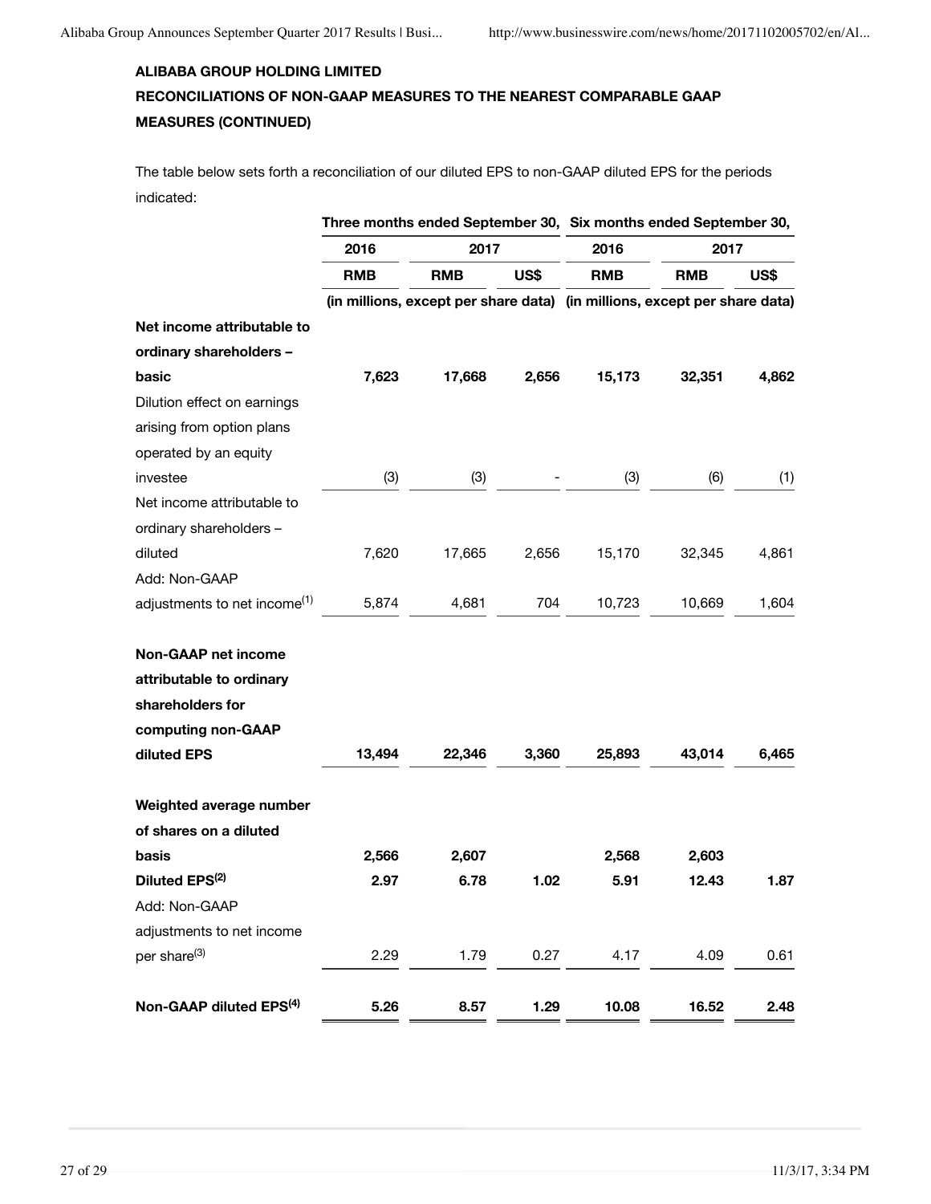**ALIBABA GROUP HOLDING LIMITED**

**RECONCILIATIONS OF NON-GAAP MEASURES TO THE NEAREST COMPARABLE GAAP MEASURES (CONTINUED)**

The table below sets forth a reconciliation of our diluted EPS to non-GAAP diluted EPS for the periods indicated:

| | Three months ended September 30, | | | Six months ended September 30, | | |
|---|---|---|---|---|---|---|
| | 2016 | 2017 | | 2016 | 2017 | |
| | RMB | RMB | US$ | RMB | RMB | US$ |
| | (in millions, except per share data) | | | (in millions, except per share data) | | |
| **Net income attributable to ordinary shareholders – basic** | **7,623** | **17,668** | **2,656** | **15,173** | **32,351** | **4,862** |
| Dilution effect on earnings arising from option plans operated by an equity investee | (3) | (3) | - | (3) | (6) | (1) |
| Net income attributable to ordinary shareholders – diluted | 7,620 | 17,665 | 2,656 | 15,170 | 32,345 | 4,861 |
| Add: Non-GAAP adjustments to net income[(1)] | 5,874 | 4,681 | 704 | 10,723 | 10,669 | 1,604 |
| **Non-GAAP net income attributable to ordinary shareholders for computing non-GAAP diluted EPS** | **13,494** | **22,346** | **3,360** | **25,893** | **43,014** | **6,465** |
| **Weighted average number of shares on a diluted basis** | **2,566** | **2,607** | | **2,568** | **2,603** | |
| **Diluted EPS[(2)]** | **2.97** | **6.78** | **1.02** | **5.91** | **12.43** | **1.87** |
| Add: Non-GAAP adjustments to net income per share[(3)] | 2.29 | 1.79 | 0.27 | 4.17 | 4.09 | 0.61 |
| **Non-GAAP diluted EPS[(4)]** | **5.26** | **8.57** | **1.29** | **10.08** | **16.52** | **2.48** |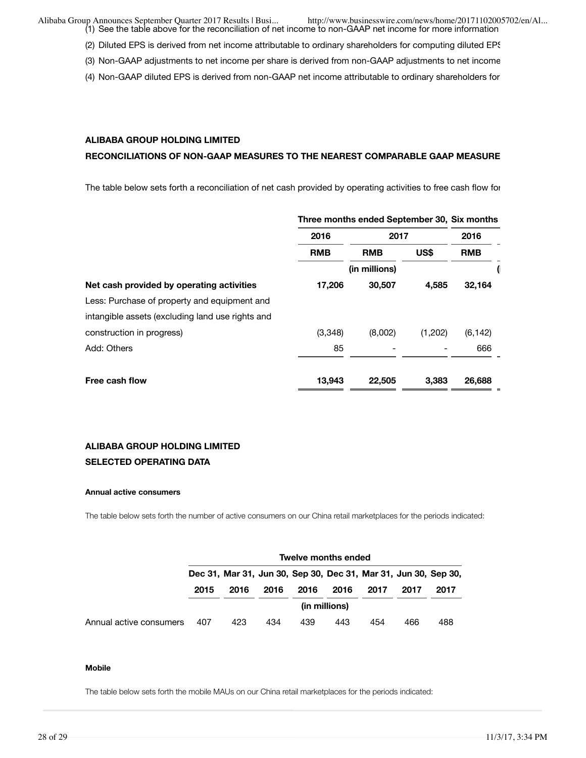(1) See the table above for the reconciliation of net income to non-GAAP net income for more information

(2) Diluted EPS is derived from net income attributable to ordinary shareholders for computing diluted EPS

(3) Non-GAAP adjustments to net income per share is derived from non-GAAP adjustments to net income

(4) Non-GAAP diluted EPS is derived from non-GAAP net income attributable to ordinary shareholders for

**ALIBABA GROUP HOLDING LIMITED**

**RECONCILIATIONS OF NON-GAAP MEASURES TO THE NEAREST COMPARABLE GAAP MEASURE**

The table below sets forth a reconciliation of net cash provided by operating activities to free cash flow for

| | Three months ended September 30, | | | Six months |
|---|---|---|---|---|
| | 2016 | 2017 | | 2016 |
| | RMB | RMB | US$ | RMB |
| | | (in millions) | | ( |
| **Net cash provided by operating activities** | **17,206** | **30,507** | **4,585** | **32,164** |
| Less: Purchase of property and equipment and intangible assets (excluding land use rights and construction in progress) | (3,348) | (8,002) | (1,202) | (6,142) |
| Add: Others | 85 | - | - | 666 |
| **Free cash flow** | **13,943** | **22,505** | **3,383** | **26,688** |

**ALIBABA GROUP HOLDING LIMITED**

**SELECTED OPERATING DATA**

**Annual active consumers**

The table below sets forth the number of active consumers on our China retail marketplaces for the periods indicated:

| | Twelve months ended | | | | | | | |
|---|---|---|---|---|---|---|---|---|
| | Dec 31, 2015 | Mar 31, 2016 | Jun 30, 2016 | Sep 30, 2016 | Dec 31, 2016 | Mar 31, 2017 | Jun 30, 2017 | Sep 30, 2017 |
| | | | | (in millions) | | | | |
| Annual active consumers | 407 | 423 | 434 | 439 | 443 | 454 | 466 | 488 |

**Mobile**

The table below sets forth the mobile MAUs on our China retail marketplaces for the periods indicated: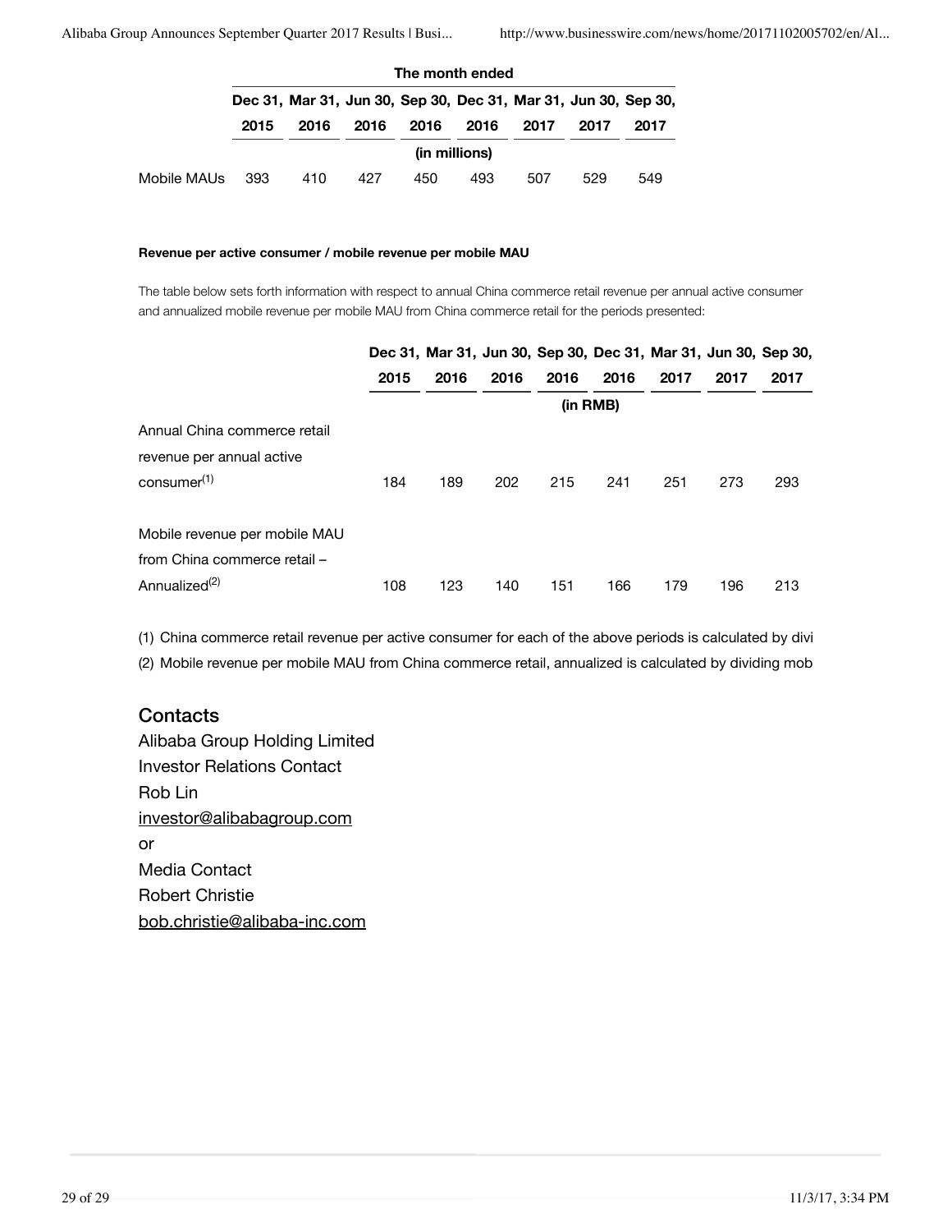| | The month ended | | | | | | | |
|---|---|---|---|---|---|---|---|---|
| | Dec 31, 2015 | Mar 31, 2016 | Jun 30, 2016 | Sep 30, 2016 | Dec 31, 2016 | Mar 31, 2017 | Jun 30, 2017 | Sep 30, 2017 |
| | (in millions) | | | | | | | |
| Mobile MAUs | 393 | 410 | 427 | 450 | 493 | 507 | 529 | 549 |

#### Revenue per active consumer / mobile revenue per mobile MAU

The table below sets forth information with respect to annual China commerce retail revenue per annual active consumer and annualized mobile revenue per mobile MAU from China commerce retail for the periods presented:

| | Dec 31, 2015 | Mar 31, 2016 | Jun 30, 2016 | Sep 30, 2016 | Dec 31, 2016 | Mar 31, 2017 | Jun 30, 2017 | Sep 30, 2017 |
|---|---|---|---|---|---|---|---|---|
| | (in RMB) | | | | | | | |
| Annual China commerce retail revenue per annual active consumer[(1)] | 184 | 189 | 202 | 215 | 241 | 251 | 273 | 293 |
| Mobile revenue per mobile MAU from China commerce retail – Annualized[(2)] | 108 | 123 | 140 | 151 | 166 | 179 | 196 | 213 |

(1) China commerce retail revenue per active consumer for each of the above periods is calculated by divi

(2) Mobile revenue per mobile MAU from China commerce retail, annualized is calculated by dividing mob

## Contacts

Alibaba Group Holding Limited
Investor Relations Contact
Rob Lin
investor@alibabagroup.com
or
Media Contact
Robert Christie
bob.christie@alibaba-inc.com